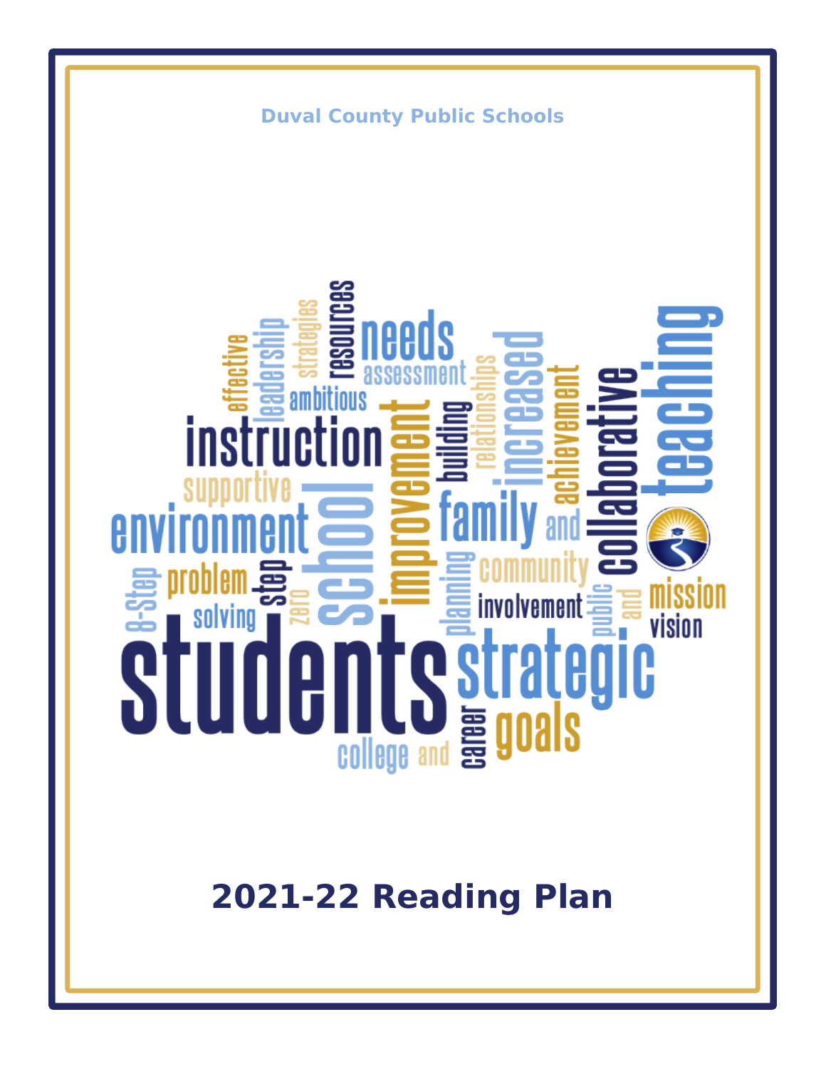Duval County Public Schools

# 2021-22 Reading Plan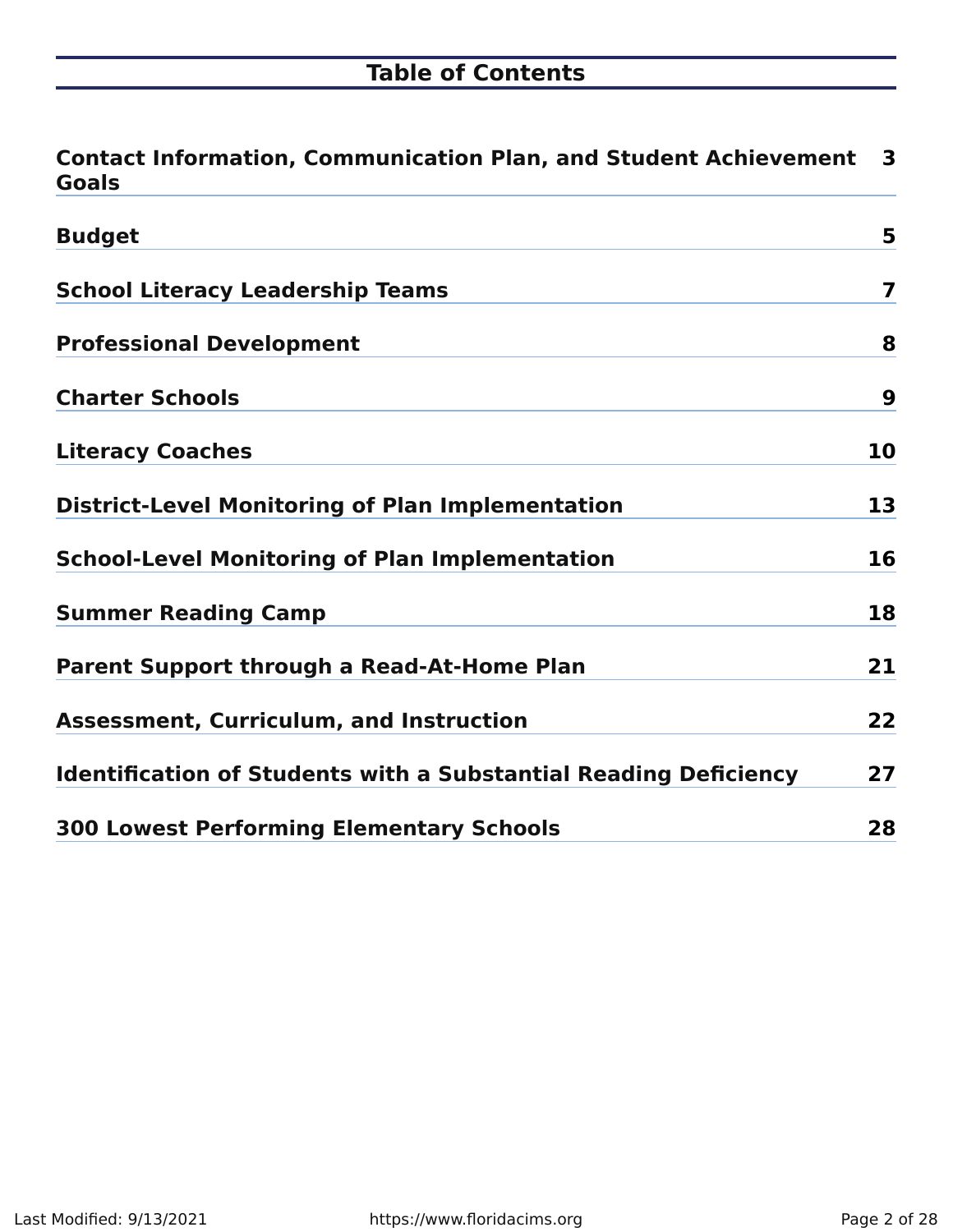# Table of Contents

| | |
|---|---|
| **Contact Information, Communication Plan, and Student Achievement Goals** | **3** |
| **Budget** | **5** |
| **School Literacy Leadership Teams** | **7** |
| **Professional Development** | **8** |
| **Charter Schools** | **9** |
| **Literacy Coaches** | **10** |
| **District-Level Monitoring of Plan Implementation** | **13** |
| **School-Level Monitoring of Plan Implementation** | **16** |
| **Summer Reading Camp** | **18** |
| **Parent Support through a Read-At-Home Plan** | **21** |
| **Assessment, Curriculum, and Instruction** | **22** |
| **Identification of Students with a Substantial Reading Deficiency** | **27** |
| **300 Lowest Performing Elementary Schools** | **28** |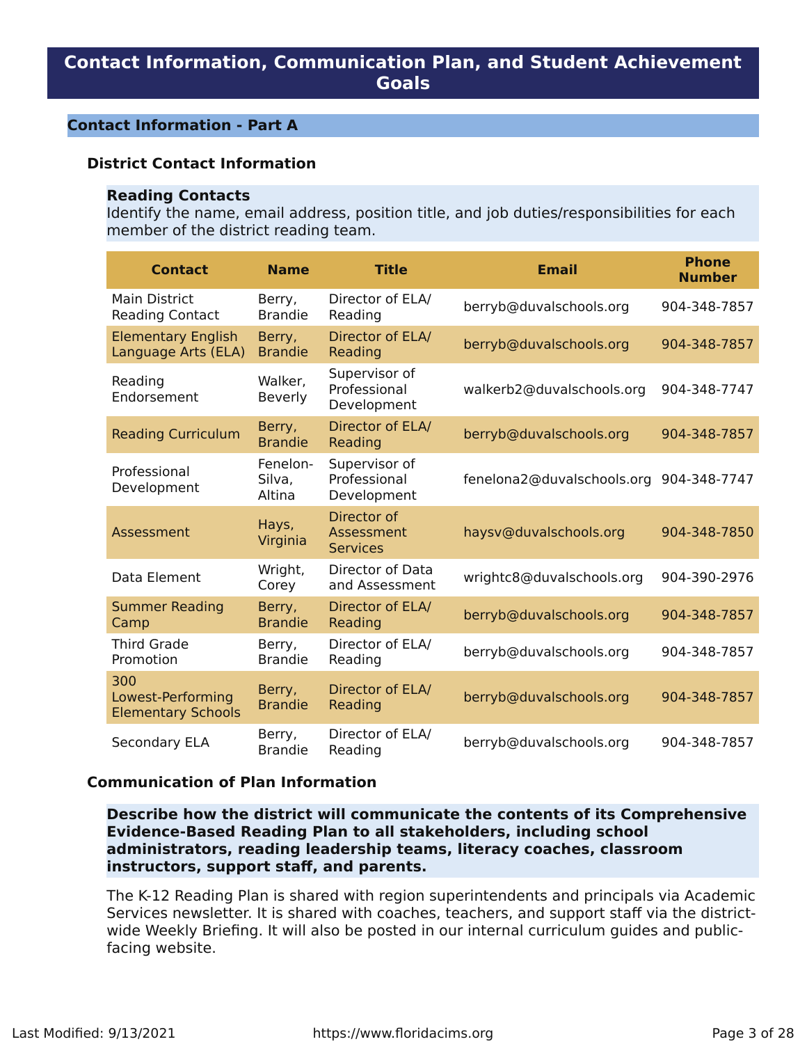# Contact Information, Communication Plan, and Student Achievement Goals

## Contact Information - Part A

### District Contact Information

**Reading Contacts**
Identify the name, email address, position title, and job duties/responsibilities for each member of the district reading team.

| Contact | Name | Title | Email | Phone Number |
|---|---|---|---|---|
| Main District Reading Contact | Berry, Brandie | Director of ELA/ Reading | berryb@duvalschools.org | 904-348-7857 |
| Elementary English Language Arts (ELA) | Berry, Brandie | Director of ELA/ Reading | berryb@duvalschools.org | 904-348-7857 |
| Reading Endorsement | Walker, Beverly | Supervisor of Professional Development | walkerb2@duvalschools.org | 904-348-7747 |
| Reading Curriculum | Berry, Brandie | Director of ELA/ Reading | berryb@duvalschools.org | 904-348-7857 |
| Professional Development | Fenelon-Silva, Altina | Supervisor of Professional Development | fenelona2@duvalschools.org | 904-348-7747 |
| Assessment | Hays, Virginia | Director of Assessment Services | haysv@duvalschools.org | 904-348-7850 |
| Data Element | Wright, Corey | Director of Data and Assessment | wrightc8@duvalschools.org | 904-390-2976 |
| Summer Reading Camp | Berry, Brandie | Director of ELA/ Reading | berryb@duvalschools.org | 904-348-7857 |
| Third Grade Promotion | Berry, Brandie | Director of ELA/ Reading | berryb@duvalschools.org | 904-348-7857 |
| 300 Lowest-Performing Elementary Schools | Berry, Brandie | Director of ELA/ Reading | berryb@duvalschools.org | 904-348-7857 |
| Secondary ELA | Berry, Brandie | Director of ELA/ Reading | berryb@duvalschools.org | 904-348-7857 |

### Communication of Plan Information

**Describe how the district will communicate the contents of its Comprehensive Evidence-Based Reading Plan to all stakeholders, including school administrators, reading leadership teams, literacy coaches, classroom instructors, support staff, and parents.**

The K-12 Reading Plan is shared with region superintendents and principals via Academic Services newsletter. It is shared with coaches, teachers, and support staff via the district-wide Weekly Briefing. It will also be posted in our internal curriculum guides and public-facing website.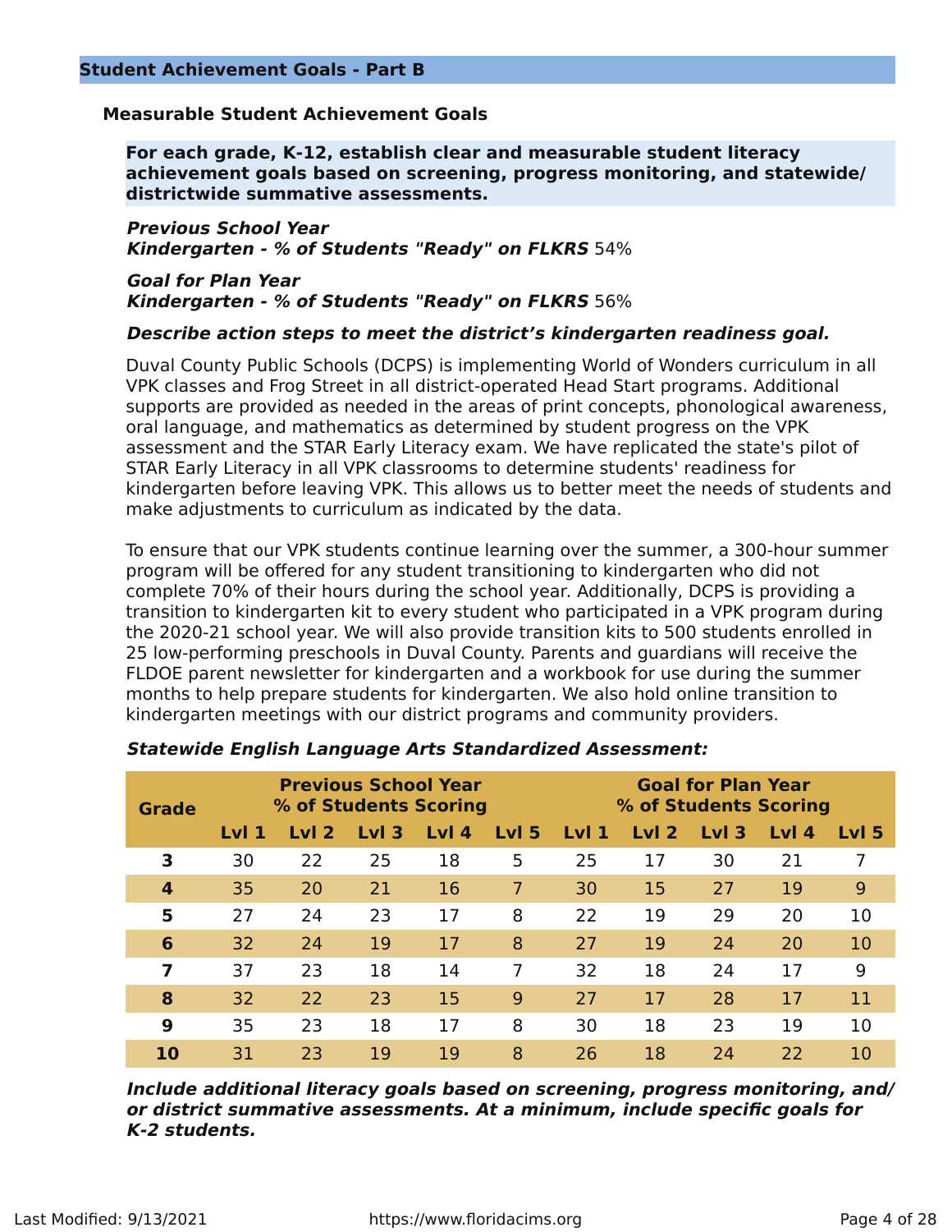## Student Achievement Goals - Part B

### Measurable Student Achievement Goals

**For each grade, K-12, establish clear and measurable student literacy achievement goals based on screening, progress monitoring, and statewide/ districtwide summative assessments.**

***Previous School Year***
***Kindergarten - % of Students "Ready" on FLKRS*** 54%

***Goal for Plan Year***
***Kindergarten - % of Students "Ready" on FLKRS*** 56%

***Describe action steps to meet the district's kindergarten readiness goal.***

Duval County Public Schools (DCPS) is implementing World of Wonders curriculum in all VPK classes and Frog Street in all district-operated Head Start programs. Additional supports are provided as needed in the areas of print concepts, phonological awareness, oral language, and mathematics as determined by student progress on the VPK assessment and the STAR Early Literacy exam. We have replicated the state's pilot of STAR Early Literacy in all VPK classrooms to determine students' readiness for kindergarten before leaving VPK. This allows us to better meet the needs of students and make adjustments to curriculum as indicated by the data.

To ensure that our VPK students continue learning over the summer, a 300-hour summer program will be offered for any student transitioning to kindergarten who did not complete 70% of their hours during the school year. Additionally, DCPS is providing a transition to kindergarten kit to every student who participated in a VPK program during the 2020-21 school year. We will also provide transition kits to 500 students enrolled in 25 low-performing preschools in Duval County. Parents and guardians will receive the FLDOE parent newsletter for kindergarten and a workbook for use during the summer months to help prepare students for kindergarten. We also hold online transition to kindergarten meetings with our district programs and community providers.

***Statewide English Language Arts Standardized Assessment:***

| Grade | Previous School Year % of Students Scoring | | | | | Goal for Plan Year % of Students Scoring | | | | |
|---|---|---|---|---|---|---|---|---|---|---|
| | Lvl 1 | Lvl 2 | Lvl 3 | Lvl 4 | Lvl 5 | Lvl 1 | Lvl 2 | Lvl 3 | Lvl 4 | Lvl 5 |
| **3** | 30 | 22 | 25 | 18 | 5 | 25 | 17 | 30 | 21 | 7 |
| **4** | 35 | 20 | 21 | 16 | 7 | 30 | 15 | 27 | 19 | 9 |
| **5** | 27 | 24 | 23 | 17 | 8 | 22 | 19 | 29 | 20 | 10 |
| **6** | 32 | 24 | 19 | 17 | 8 | 27 | 19 | 24 | 20 | 10 |
| **7** | 37 | 23 | 18 | 14 | 7 | 32 | 18 | 24 | 17 | 9 |
| **8** | 32 | 22 | 23 | 15 | 9 | 27 | 17 | 28 | 17 | 11 |
| **9** | 35 | 23 | 18 | 17 | 8 | 30 | 18 | 23 | 19 | 10 |
| **10** | 31 | 23 | 19 | 19 | 8 | 26 | 18 | 24 | 22 | 10 |

***Include additional literacy goals based on screening, progress monitoring, and/ or district summative assessments. At a minimum, include specific goals for K-2 students.***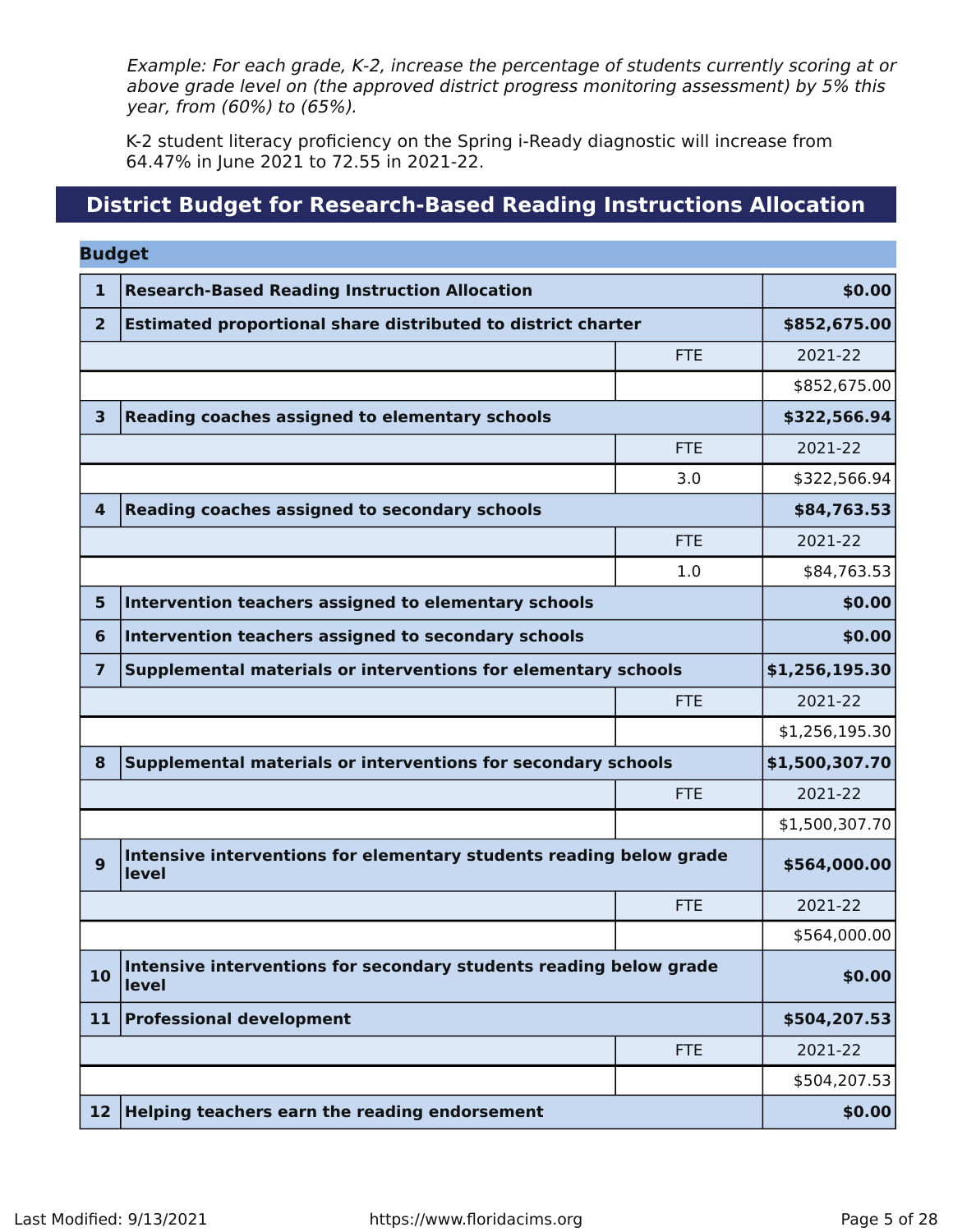*Example: For each grade, K-2, increase the percentage of students currently scoring at or above grade level on (the approved district progress monitoring assessment) by 5% this year, from (60%) to (65%).*

K-2 student literacy proficiency on the Spring i-Ready diagnostic will increase from 64.47% in June 2021 to 72.55 in 2021-22.

## District Budget for Research-Based Reading Instructions Allocation

### Budget

| | | | |
|---|---|---|---|
| **1** | **Research-Based Reading Instruction Allocation** | | **$0.00** |
| **2** | **Estimated proportional share distributed to district charter** | | **$852,675.00** |
| | | FTE | 2021-22 |
| | | | $852,675.00 |
| **3** | **Reading coaches assigned to elementary schools** | | **$322,566.94** |
| | | FTE | 2021-22 |
| | | 3.0 | $322,566.94 |
| **4** | **Reading coaches assigned to secondary schools** | | **$84,763.53** |
| | | FTE | 2021-22 |
| | | 1.0 | $84,763.53 |
| **5** | **Intervention teachers assigned to elementary schools** | | **$0.00** |
| **6** | **Intervention teachers assigned to secondary schools** | | **$0.00** |
| **7** | **Supplemental materials or interventions for elementary schools** | | **$1,256,195.30** |
| | | FTE | 2021-22 |
| | | | $1,256,195.30 |
| **8** | **Supplemental materials or interventions for secondary schools** | | **$1,500,307.70** |
| | | FTE | 2021-22 |
| | | | $1,500,307.70 |
| **9** | **Intensive interventions for elementary students reading below grade level** | | **$564,000.00** |
| | | FTE | 2021-22 |
| | | | $564,000.00 |
| **10** | **Intensive interventions for secondary students reading below grade level** | | **$0.00** |
| **11** | **Professional development** | | **$504,207.53** |
| | | FTE | 2021-22 |
| | | | $504,207.53 |
| **12** | **Helping teachers earn the reading endorsement** | | **$0.00** |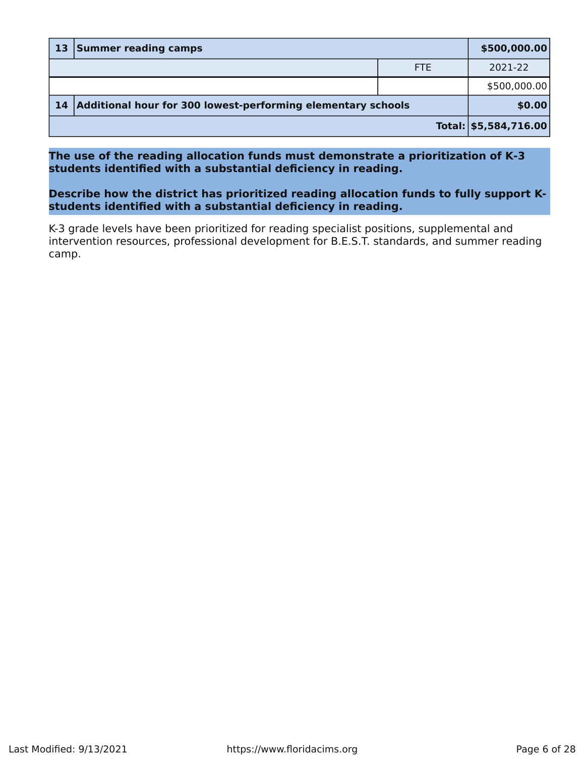| 13 | Summer reading camps | | $500,000.00 |
|---|---|---|---|
| | | FTE | 2021-22 |
| | | | $500,000.00 |
| 14 | Additional hour for 300 lowest-performing elementary schools | | $0.00 |
| | | Total: | $5,584,716.00 |

**The use of the reading allocation funds must demonstrate a prioritization of K-3 students identified with a substantial deficiency in reading.**

**Describe how the district has prioritized reading allocation funds to fully support K-students identified with a substantial deficiency in reading.**

K-3 grade levels have been prioritized for reading specialist positions, supplemental and intervention resources, professional development for B.E.S.T. standards, and summer reading camp.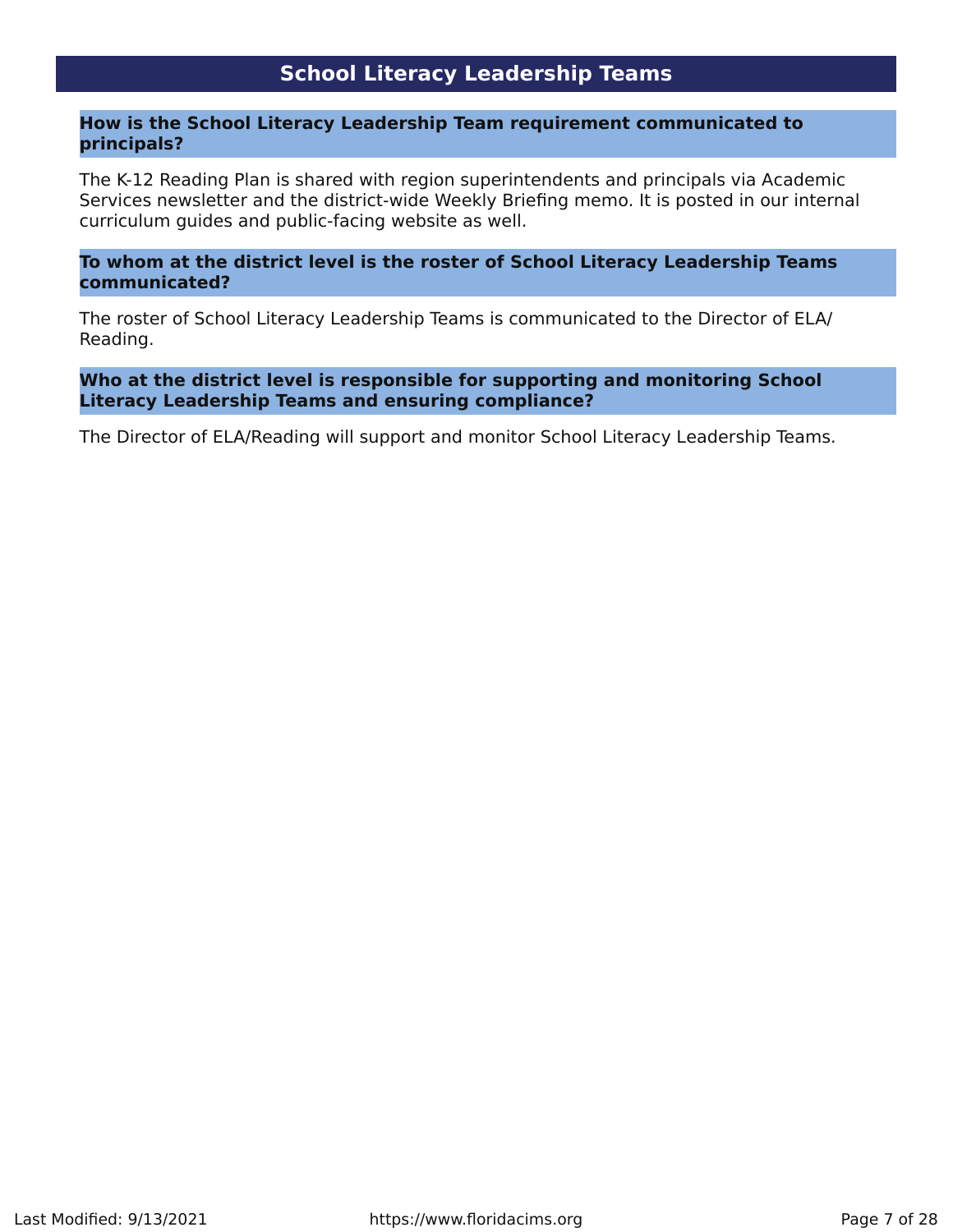## School Literacy Leadership Teams

### How is the School Literacy Leadership Team requirement communicated to principals?

The K-12 Reading Plan is shared with region superintendents and principals via Academic Services newsletter and the district-wide Weekly Briefing memo. It is posted in our internal curriculum guides and public-facing website as well.

### To whom at the district level is the roster of School Literacy Leadership Teams communicated?

The roster of School Literacy Leadership Teams is communicated to the Director of ELA/Reading.

### Who at the district level is responsible for supporting and monitoring School Literacy Leadership Teams and ensuring compliance?

The Director of ELA/Reading will support and monitor School Literacy Leadership Teams.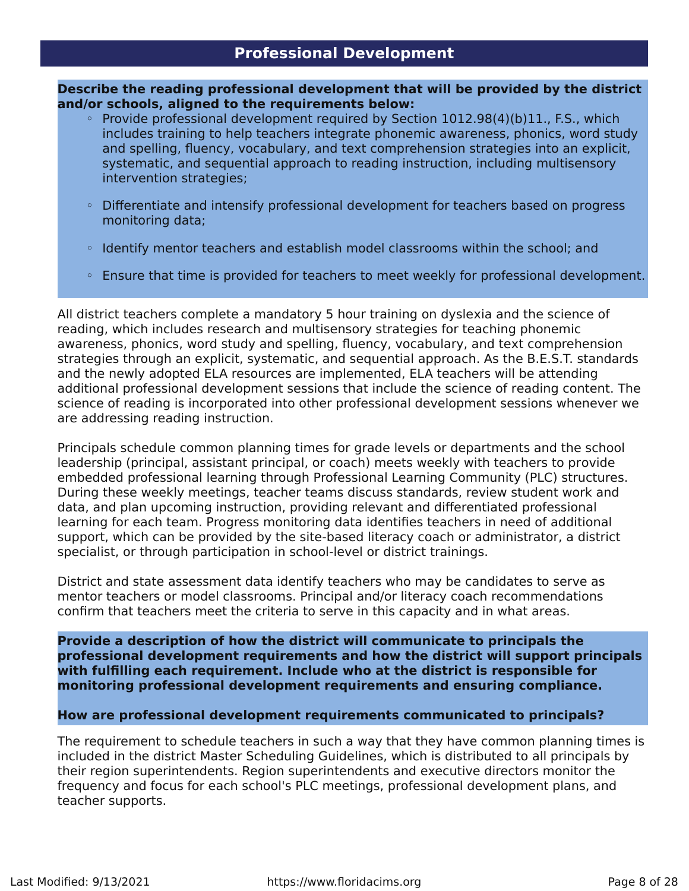## Professional Development

**Describe the reading professional development that will be provided by the district and/or schools, aligned to the requirements below:**

- Provide professional development required by Section 1012.98(4)(b)11., F.S., which includes training to help teachers integrate phonemic awareness, phonics, word study and spelling, fluency, vocabulary, and text comprehension strategies into an explicit, systematic, and sequential approach to reading instruction, including multisensory intervention strategies;
- Differentiate and intensify professional development for teachers based on progress monitoring data;
- Identify mentor teachers and establish model classrooms within the school; and
- Ensure that time is provided for teachers to meet weekly for professional development.

All district teachers complete a mandatory 5 hour training on dyslexia and the science of reading, which includes research and multisensory strategies for teaching phonemic awareness, phonics, word study and spelling, fluency, vocabulary, and text comprehension strategies through an explicit, systematic, and sequential approach. As the B.E.S.T. standards and the newly adopted ELA resources are implemented, ELA teachers will be attending additional professional development sessions that include the science of reading content. The science of reading is incorporated into other professional development sessions whenever we are addressing reading instruction.

Principals schedule common planning times for grade levels or departments and the school leadership (principal, assistant principal, or coach) meets weekly with teachers to provide embedded professional learning through Professional Learning Community (PLC) structures. During these weekly meetings, teacher teams discuss standards, review student work and data, and plan upcoming instruction, providing relevant and differentiated professional learning for each team. Progress monitoring data identifies teachers in need of additional support, which can be provided by the site-based literacy coach or administrator, a district specialist, or through participation in school-level or district trainings.

District and state assessment data identify teachers who may be candidates to serve as mentor teachers or model classrooms. Principal and/or literacy coach recommendations confirm that teachers meet the criteria to serve in this capacity and in what areas.

**Provide a description of how the district will communicate to principals the professional development requirements and how the district will support principals with fulfilling each requirement. Include who at the district is responsible for monitoring professional development requirements and ensuring compliance.**

**How are professional development requirements communicated to principals?**

The requirement to schedule teachers in such a way that they have common planning times is included in the district Master Scheduling Guidelines, which is distributed to all principals by their region superintendents. Region superintendents and executive directors monitor the frequency and focus for each school's PLC meetings, professional development plans, and teacher supports.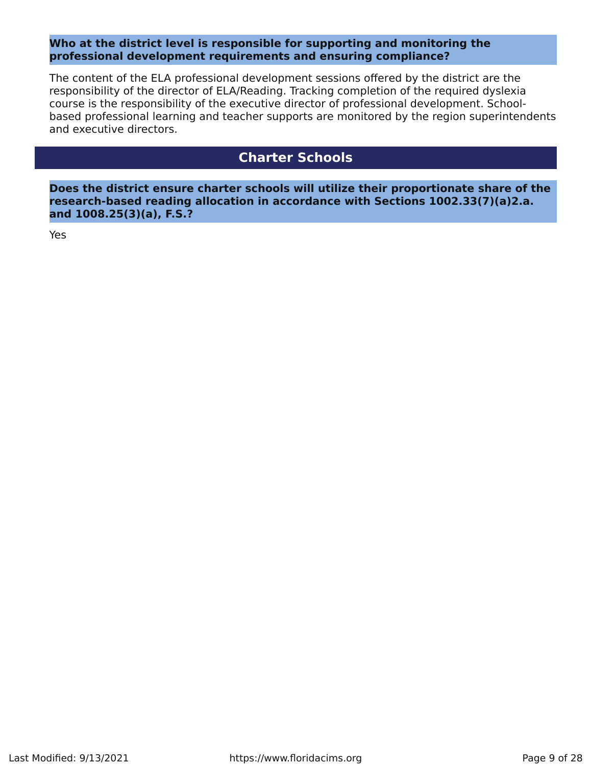**Who at the district level is responsible for supporting and monitoring the professional development requirements and ensuring compliance?**

The content of the ELA professional development sessions offered by the district are the responsibility of the director of ELA/Reading. Tracking completion of the required dyslexia course is the responsibility of the executive director of professional development. School-based professional learning and teacher supports are monitored by the region superintendents and executive directors.

## Charter Schools

**Does the district ensure charter schools will utilize their proportionate share of the research-based reading allocation in accordance with Sections 1002.33(7)(a)2.a. and 1008.25(3)(a), F.S.?**

Yes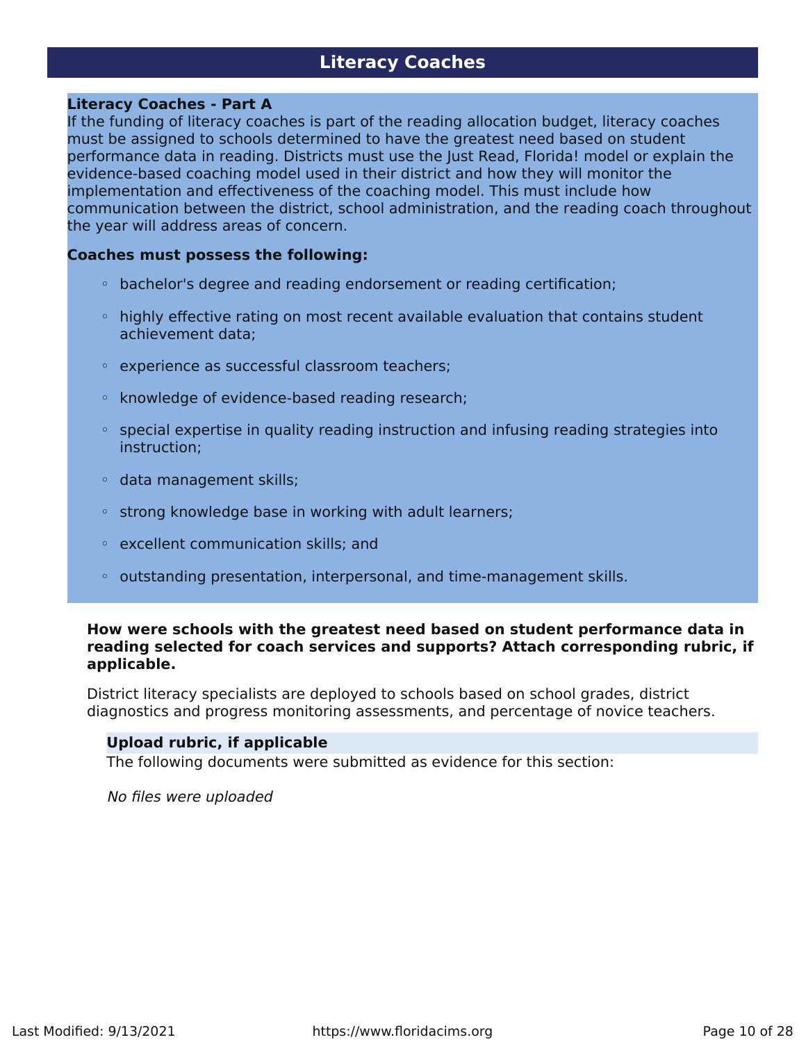# Literacy Coaches

**Literacy Coaches - Part A**

If the funding of literacy coaches is part of the reading allocation budget, literacy coaches must be assigned to schools determined to have the greatest need based on student performance data in reading. Districts must use the Just Read, Florida! model or explain the evidence-based coaching model used in their district and how they will monitor the implementation and effectiveness of the coaching model. This must include how communication between the district, school administration, and the reading coach throughout the year will address areas of concern.

**Coaches must possess the following:**

- bachelor's degree and reading endorsement or reading certification;
- highly effective rating on most recent available evaluation that contains student achievement data;
- experience as successful classroom teachers;
- knowledge of evidence-based reading research;
- special expertise in quality reading instruction and infusing reading strategies into instruction;
- data management skills;
- strong knowledge base in working with adult learners;
- excellent communication skills; and
- outstanding presentation, interpersonal, and time-management skills.

**How were schools with the greatest need based on student performance data in reading selected for coach services and supports? Attach corresponding rubric, if applicable.**

District literacy specialists are deployed to schools based on school grades, district diagnostics and progress monitoring assessments, and percentage of novice teachers.

**Upload rubric, if applicable**

The following documents were submitted as evidence for this section:

*No files were uploaded*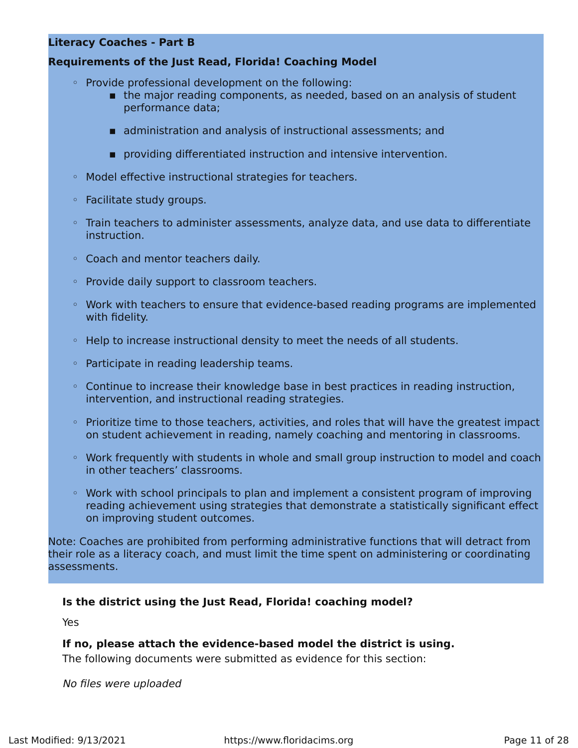**Literacy Coaches - Part B**

**Requirements of the Just Read, Florida! Coaching Model**

- Provide professional development on the following:
  - the major reading components, as needed, based on an analysis of student performance data;
  - administration and analysis of instructional assessments; and
  - providing differentiated instruction and intensive intervention.
- Model effective instructional strategies for teachers.
- Facilitate study groups.
- Train teachers to administer assessments, analyze data, and use data to differentiate instruction.
- Coach and mentor teachers daily.
- Provide daily support to classroom teachers.
- Work with teachers to ensure that evidence-based reading programs are implemented with fidelity.
- Help to increase instructional density to meet the needs of all students.
- Participate in reading leadership teams.
- Continue to increase their knowledge base in best practices in reading instruction, intervention, and instructional reading strategies.
- Prioritize time to those teachers, activities, and roles that will have the greatest impact on student achievement in reading, namely coaching and mentoring in classrooms.
- Work frequently with students in whole and small group instruction to model and coach in other teachers' classrooms.
- Work with school principals to plan and implement a consistent program of improving reading achievement using strategies that demonstrate a statistically significant effect on improving student outcomes.

Note: Coaches are prohibited from performing administrative functions that will detract from their role as a literacy coach, and must limit the time spent on administering or coordinating assessments.

**Is the district using the Just Read, Florida! coaching model?**

Yes

**If no, please attach the evidence-based model the district is using.**

The following documents were submitted as evidence for this section:

*No files were uploaded*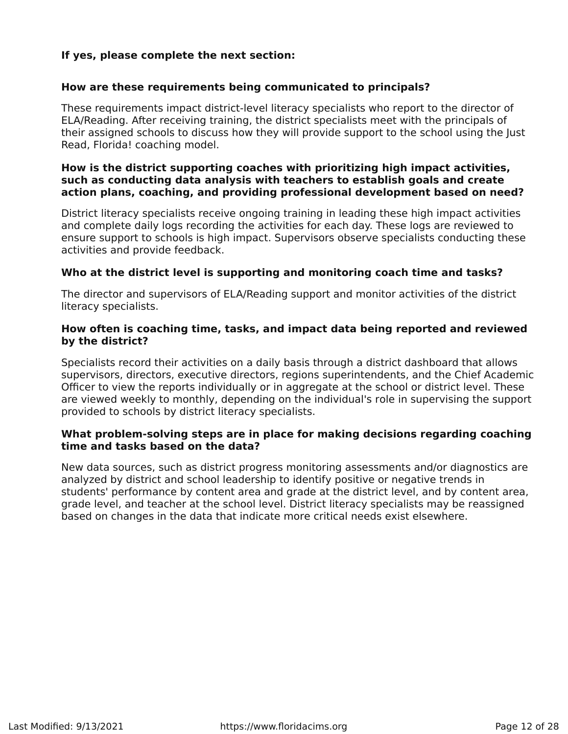**If yes, please complete the next section:**

**How are these requirements being communicated to principals?**

These requirements impact district-level literacy specialists who report to the director of ELA/Reading. After receiving training, the district specialists meet with the principals of their assigned schools to discuss how they will provide support to the school using the Just Read, Florida! coaching model.

**How is the district supporting coaches with prioritizing high impact activities, such as conducting data analysis with teachers to establish goals and create action plans, coaching, and providing professional development based on need?**

District literacy specialists receive ongoing training in leading these high impact activities and complete daily logs recording the activities for each day. These logs are reviewed to ensure support to schools is high impact. Supervisors observe specialists conducting these activities and provide feedback.

**Who at the district level is supporting and monitoring coach time and tasks?**

The director and supervisors of ELA/Reading support and monitor activities of the district literacy specialists.

**How often is coaching time, tasks, and impact data being reported and reviewed by the district?**

Specialists record their activities on a daily basis through a district dashboard that allows supervisors, directors, executive directors, regions superintendents, and the Chief Academic Officer to view the reports individually or in aggregate at the school or district level. These are viewed weekly to monthly, depending on the individual's role in supervising the support provided to schools by district literacy specialists.

**What problem-solving steps are in place for making decisions regarding coaching time and tasks based on the data?**

New data sources, such as district progress monitoring assessments and/or diagnostics are analyzed by district and school leadership to identify positive or negative trends in students' performance by content area and grade at the district level, and by content area, grade level, and teacher at the school level. District literacy specialists may be reassigned based on changes in the data that indicate more critical needs exist elsewhere.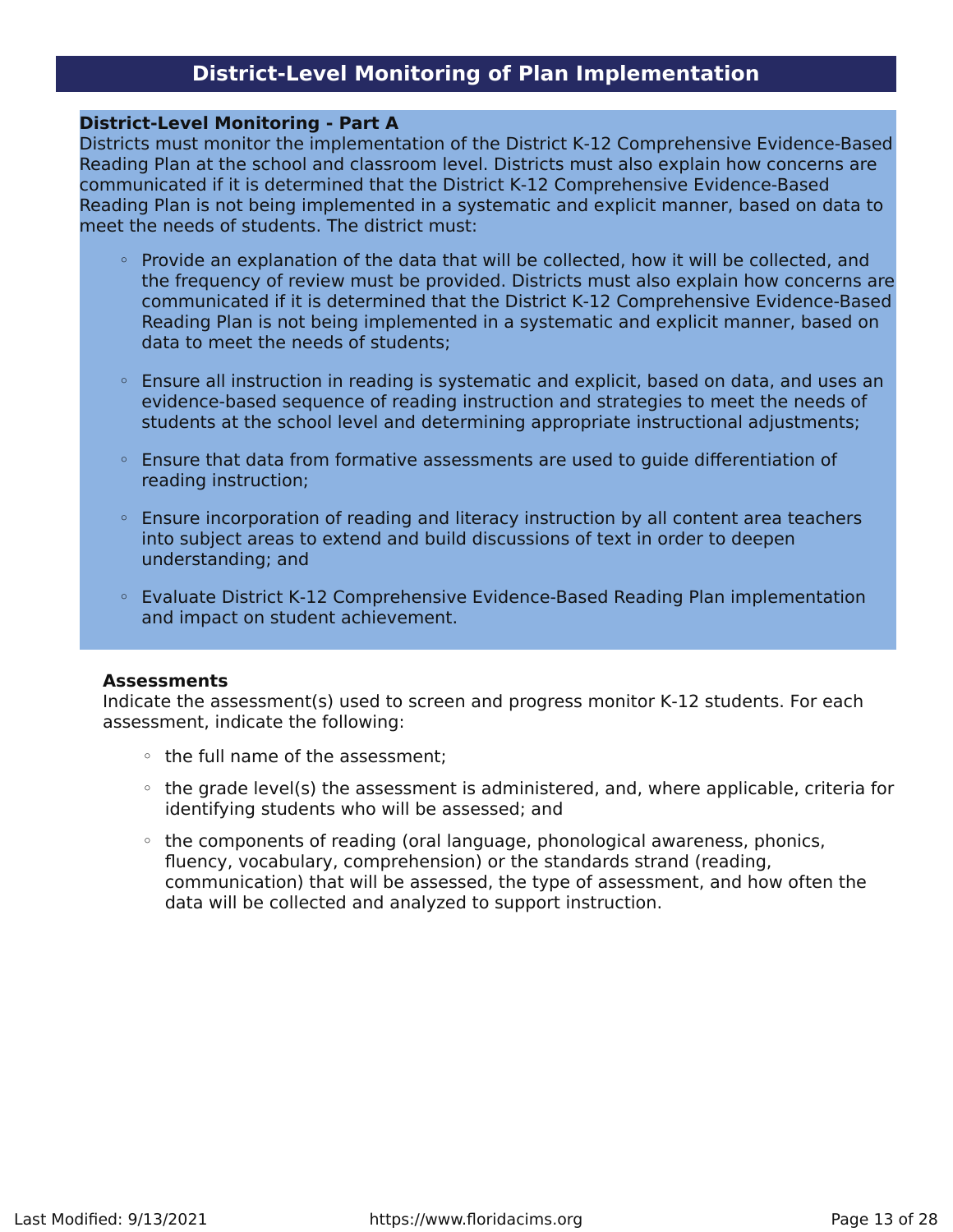## District-Level Monitoring of Plan Implementation

**District-Level Monitoring - Part A**

Districts must monitor the implementation of the District K-12 Comprehensive Evidence-Based Reading Plan at the school and classroom level. Districts must also explain how concerns are communicated if it is determined that the District K-12 Comprehensive Evidence-Based Reading Plan is not being implemented in a systematic and explicit manner, based on data to meet the needs of students. The district must:

- Provide an explanation of the data that will be collected, how it will be collected, and the frequency of review must be provided. Districts must also explain how concerns are communicated if it is determined that the District K-12 Comprehensive Evidence-Based Reading Plan is not being implemented in a systematic and explicit manner, based on data to meet the needs of students;
- Ensure all instruction in reading is systematic and explicit, based on data, and uses an evidence-based sequence of reading instruction and strategies to meet the needs of students at the school level and determining appropriate instructional adjustments;
- Ensure that data from formative assessments are used to guide differentiation of reading instruction;
- Ensure incorporation of reading and literacy instruction by all content area teachers into subject areas to extend and build discussions of text in order to deepen understanding; and
- Evaluate District K-12 Comprehensive Evidence-Based Reading Plan implementation and impact on student achievement.

**Assessments**

Indicate the assessment(s) used to screen and progress monitor K-12 students. For each assessment, indicate the following:

- the full name of the assessment;
- the grade level(s) the assessment is administered, and, where applicable, criteria for identifying students who will be assessed; and
- the components of reading (oral language, phonological awareness, phonics, fluency, vocabulary, comprehension) or the standards strand (reading, communication) that will be assessed, the type of assessment, and how often the data will be collected and analyzed to support instruction.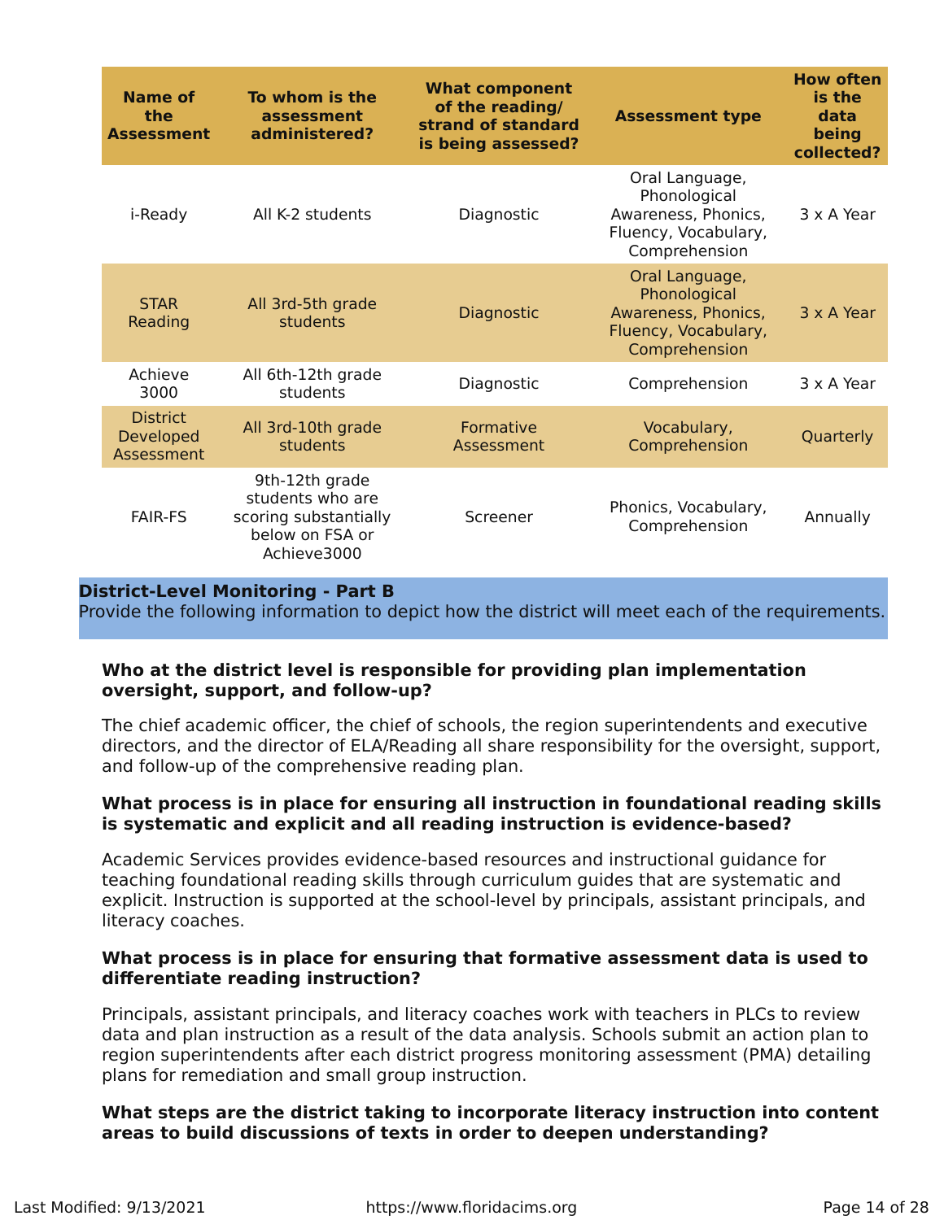| Name of the Assessment | To whom is the assessment administered? | What component of the reading/ strand of standard is being assessed? | Assessment type | How often is the data being collected? |
|---|---|---|---|---|
| i-Ready | All K-2 students | Diagnostic | Oral Language, Phonological Awareness, Phonics, Fluency, Vocabulary, Comprehension | 3 x A Year |
| STAR Reading | All 3rd-5th grade students | Diagnostic | Oral Language, Phonological Awareness, Phonics, Fluency, Vocabulary, Comprehension | 3 x A Year |
| Achieve 3000 | All 6th-12th grade students | Diagnostic | Comprehension | 3 x A Year |
| District Developed Assessment | All 3rd-10th grade students | Formative Assessment | Vocabulary, Comprehension | Quarterly |
| FAIR-FS | 9th-12th grade students who are scoring substantially below on FSA or Achieve3000 | Screener | Phonics, Vocabulary, Comprehension | Annually |

**District-Level Monitoring - Part B**

Provide the following information to depict how the district will meet each of the requirements.

**Who at the district level is responsible for providing plan implementation oversight, support, and follow-up?**

The chief academic officer, the chief of schools, the region superintendents and executive directors, and the director of ELA/Reading all share responsibility for the oversight, support, and follow-up of the comprehensive reading plan.

**What process is in place for ensuring all instruction in foundational reading skills is systematic and explicit and all reading instruction is evidence-based?**

Academic Services provides evidence-based resources and instructional guidance for teaching foundational reading skills through curriculum guides that are systematic and explicit. Instruction is supported at the school-level by principals, assistant principals, and literacy coaches.

**What process is in place for ensuring that formative assessment data is used to differentiate reading instruction?**

Principals, assistant principals, and literacy coaches work with teachers in PLCs to review data and plan instruction as a result of the data analysis. Schools submit an action plan to region superintendents after each district progress monitoring assessment (PMA) detailing plans for remediation and small group instruction.

**What steps are the district taking to incorporate literacy instruction into content areas to build discussions of texts in order to deepen understanding?**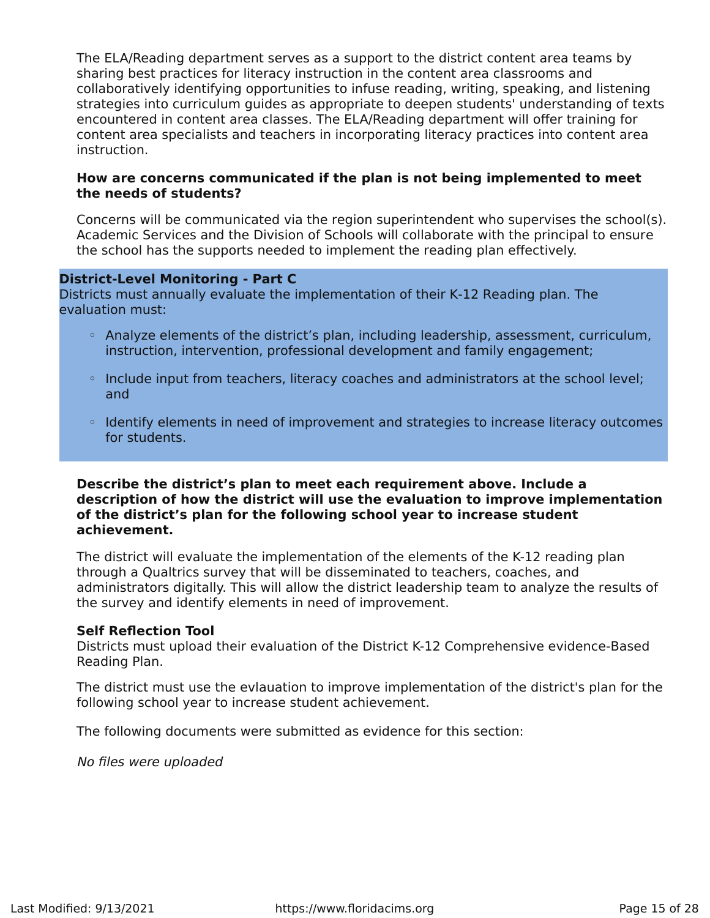The ELA/Reading department serves as a support to the district content area teams by sharing best practices for literacy instruction in the content area classrooms and collaboratively identifying opportunities to infuse reading, writing, speaking, and listening strategies into curriculum guides as appropriate to deepen students' understanding of texts encountered in content area classes. The ELA/Reading department will offer training for content area specialists and teachers in incorporating literacy practices into content area instruction.

**How are concerns communicated if the plan is not being implemented to meet the needs of students?**

Concerns will be communicated via the region superintendent who supervises the school(s). Academic Services and the Division of Schools will collaborate with the principal to ensure the school has the supports needed to implement the reading plan effectively.

**District-Level Monitoring - Part C**
Districts must annually evaluate the implementation of their K-12 Reading plan. The evaluation must:

- Analyze elements of the district's plan, including leadership, assessment, curriculum, instruction, intervention, professional development and family engagement;
- Include input from teachers, literacy coaches and administrators at the school level; and
- Identify elements in need of improvement and strategies to increase literacy outcomes for students.

**Describe the district's plan to meet each requirement above. Include a description of how the district will use the evaluation to improve implementation of the district's plan for the following school year to increase student achievement.**

The district will evaluate the implementation of the elements of the K-12 reading plan through a Qualtrics survey that will be disseminated to teachers, coaches, and administrators digitally. This will allow the district leadership team to analyze the results of the survey and identify elements in need of improvement.

**Self Reflection Tool**
Districts must upload their evaluation of the District K-12 Comprehensive evidence-Based Reading Plan.

The district must use the evlauation to improve implementation of the district's plan for the following school year to increase student achievement.

The following documents were submitted as evidence for this section:

*No files were uploaded*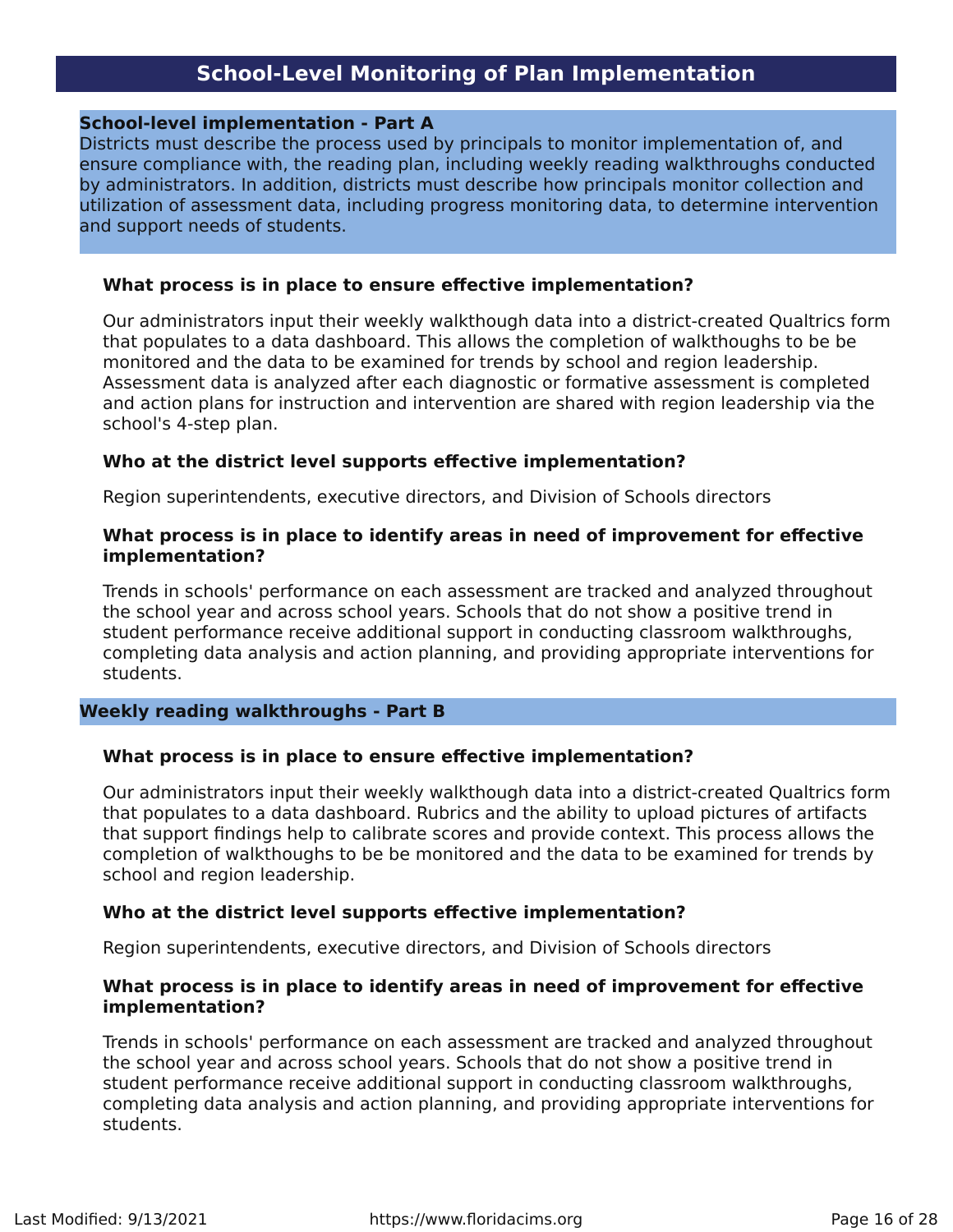## School-Level Monitoring of Plan Implementation

**School-level implementation - Part A**

Districts must describe the process used by principals to monitor implementation of, and ensure compliance with, the reading plan, including weekly reading walkthroughs conducted by administrators. In addition, districts must describe how principals monitor collection and utilization of assessment data, including progress monitoring data, to determine intervention and support needs of students.

**What process is in place to ensure effective implementation?**

Our administrators input their weekly walkthough data into a district-created Qualtrics form that populates to a data dashboard. This allows the completion of walkthoughs to be be monitored and the data to be examined for trends by school and region leadership. Assessment data is analyzed after each diagnostic or formative assessment is completed and action plans for instruction and intervention are shared with region leadership via the school's 4-step plan.

**Who at the district level supports effective implementation?**

Region superintendents, executive directors, and Division of Schools directors

**What process is in place to identify areas in need of improvement for effective implementation?**

Trends in schools' performance on each assessment are tracked and analyzed throughout the school year and across school years. Schools that do not show a positive trend in student performance receive additional support in conducting classroom walkthroughs, completing data analysis and action planning, and providing appropriate interventions for students.

**Weekly reading walkthroughs - Part B**

**What process is in place to ensure effective implementation?**

Our administrators input their weekly walkthough data into a district-created Qualtrics form that populates to a data dashboard. Rubrics and the ability to upload pictures of artifacts that support findings help to calibrate scores and provide context. This process allows the completion of walkthoughs to be be monitored and the data to be examined for trends by school and region leadership.

**Who at the district level supports effective implementation?**

Region superintendents, executive directors, and Division of Schools directors

**What process is in place to identify areas in need of improvement for effective implementation?**

Trends in schools' performance on each assessment are tracked and analyzed throughout the school year and across school years. Schools that do not show a positive trend in student performance receive additional support in conducting classroom walkthroughs, completing data analysis and action planning, and providing appropriate interventions for students.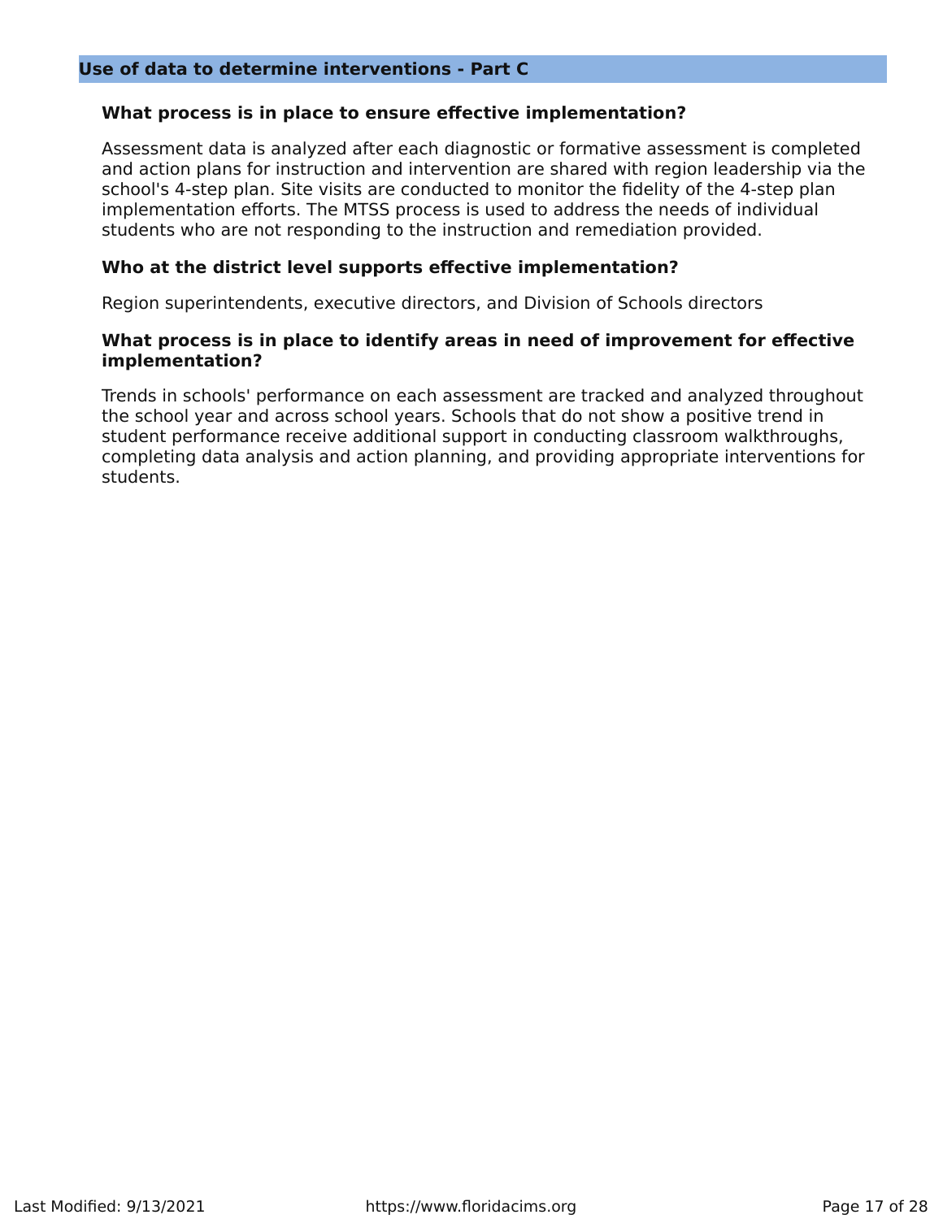## Use of data to determine interventions - Part C

**What process is in place to ensure effective implementation?**

Assessment data is analyzed after each diagnostic or formative assessment is completed and action plans for instruction and intervention are shared with region leadership via the school's 4-step plan. Site visits are conducted to monitor the fidelity of the 4-step plan implementation efforts. The MTSS process is used to address the needs of individual students who are not responding to the instruction and remediation provided.

**Who at the district level supports effective implementation?**

Region superintendents, executive directors, and Division of Schools directors

**What process is in place to identify areas in need of improvement for effective implementation?**

Trends in schools' performance on each assessment are tracked and analyzed throughout the school year and across school years. Schools that do not show a positive trend in student performance receive additional support in conducting classroom walkthroughs, completing data analysis and action planning, and providing appropriate interventions for students.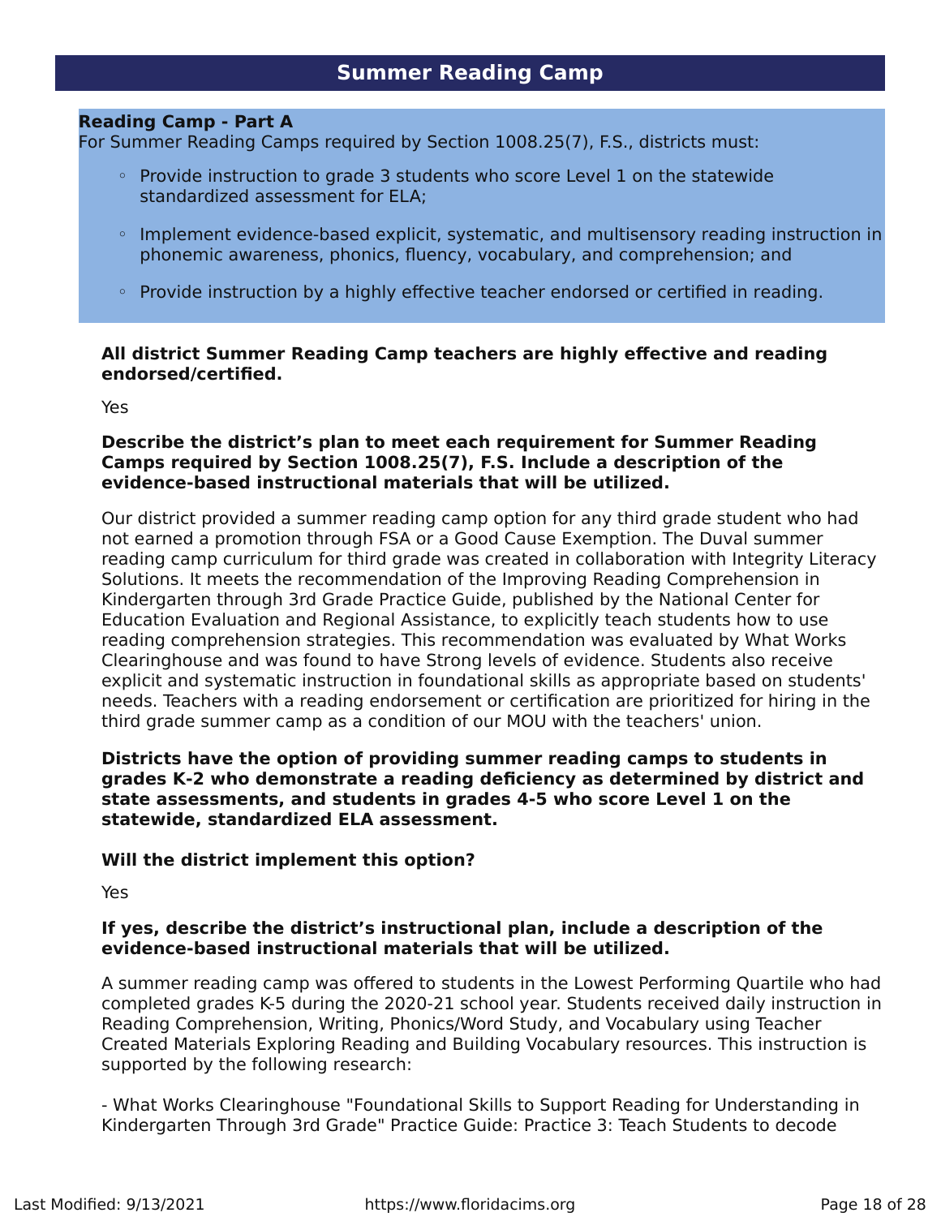## Summer Reading Camp

**Reading Camp - Part A**
For Summer Reading Camps required by Section 1008.25(7), F.S., districts must:

- Provide instruction to grade 3 students who score Level 1 on the statewide standardized assessment for ELA;
- Implement evidence-based explicit, systematic, and multisensory reading instruction in phonemic awareness, phonics, fluency, vocabulary, and comprehension; and
- Provide instruction by a highly effective teacher endorsed or certified in reading.

**All district Summer Reading Camp teachers are highly effective and reading endorsed/certified.**

Yes

**Describe the district's plan to meet each requirement for Summer Reading Camps required by Section 1008.25(7), F.S. Include a description of the evidence-based instructional materials that will be utilized.**

Our district provided a summer reading camp option for any third grade student who had not earned a promotion through FSA or a Good Cause Exemption. The Duval summer reading camp curriculum for third grade was created in collaboration with Integrity Literacy Solutions. It meets the recommendation of the Improving Reading Comprehension in Kindergarten through 3rd Grade Practice Guide, published by the National Center for Education Evaluation and Regional Assistance, to explicitly teach students how to use reading comprehension strategies. This recommendation was evaluated by What Works Clearinghouse and was found to have Strong levels of evidence. Students also receive explicit and systematic instruction in foundational skills as appropriate based on students' needs. Teachers with a reading endorsement or certification are prioritized for hiring in the third grade summer camp as a condition of our MOU with the teachers' union.

**Districts have the option of providing summer reading camps to students in grades K-2 who demonstrate a reading deficiency as determined by district and state assessments, and students in grades 4-5 who score Level 1 on the statewide, standardized ELA assessment.**

**Will the district implement this option?**

Yes

**If yes, describe the district's instructional plan, include a description of the evidence-based instructional materials that will be utilized.**

A summer reading camp was offered to students in the Lowest Performing Quartile who had completed grades K-5 during the 2020-21 school year. Students received daily instruction in Reading Comprehension, Writing, Phonics/Word Study, and Vocabulary using Teacher Created Materials Exploring Reading and Building Vocabulary resources. This instruction is supported by the following research:

- What Works Clearinghouse "Foundational Skills to Support Reading for Understanding in Kindergarten Through 3rd Grade" Practice Guide: Practice 3: Teach Students to decode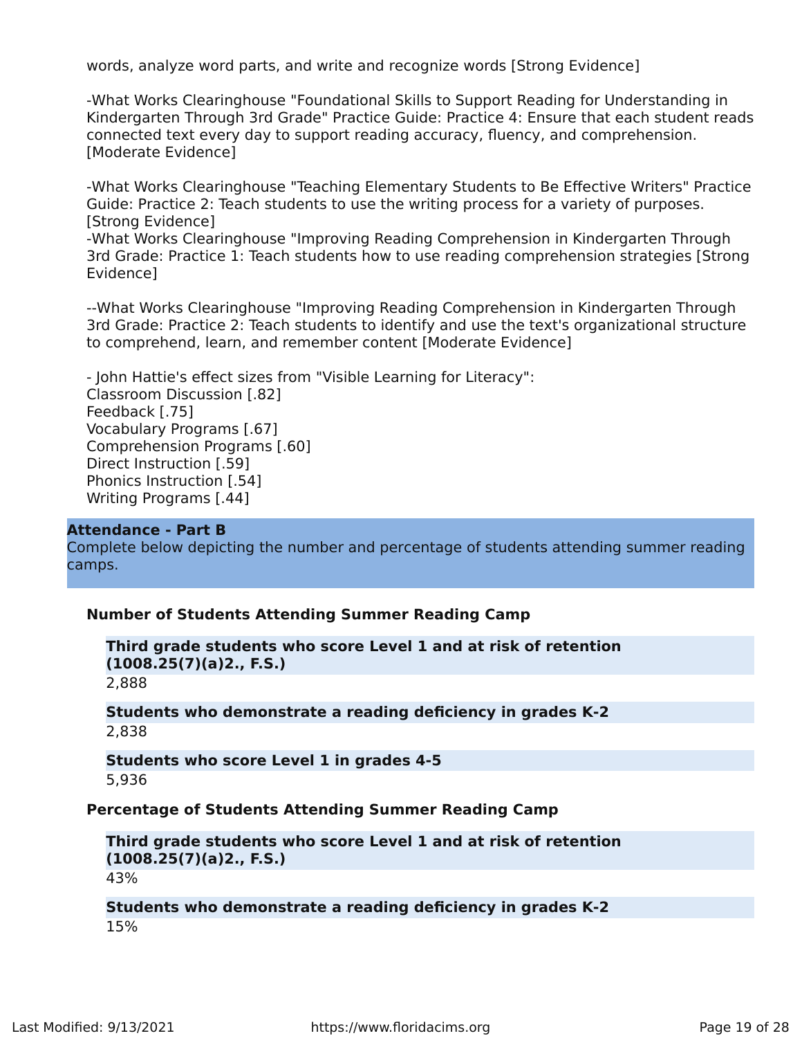words, analyze word parts, and write and recognize words [Strong Evidence]

-What Works Clearinghouse "Foundational Skills to Support Reading for Understanding in Kindergarten Through 3rd Grade" Practice Guide: Practice 4: Ensure that each student reads connected text every day to support reading accuracy, fluency, and comprehension. [Moderate Evidence]

-What Works Clearinghouse "Teaching Elementary Students to Be Effective Writers" Practice Guide: Practice 2: Teach students to use the writing process for a variety of purposes. [Strong Evidence]
-What Works Clearinghouse "Improving Reading Comprehension in Kindergarten Through 3rd Grade: Practice 1: Teach students how to use reading comprehension strategies [Strong Evidence]

--What Works Clearinghouse "Improving Reading Comprehension in Kindergarten Through 3rd Grade: Practice 2: Teach students to identify and use the text's organizational structure to comprehend, learn, and remember content [Moderate Evidence]

- John Hattie's effect sizes from "Visible Learning for Literacy":
Classroom Discussion [.82]
Feedback [.75]
Vocabulary Programs [.67]
Comprehension Programs [.60]
Direct Instruction [.59]
Phonics Instruction [.54]
Writing Programs [.44]

## Attendance - Part B

Complete below depicting the number and percentage of students attending summer reading camps.

### Number of Students Attending Summer Reading Camp

**Third grade students who score Level 1 and at risk of retention (1008.25(7)(a)2., F.S.)**

2,888

**Students who demonstrate a reading deficiency in grades K-2**

2,838

**Students who score Level 1 in grades 4-5**

5,936

### Percentage of Students Attending Summer Reading Camp

**Third grade students who score Level 1 and at risk of retention (1008.25(7)(a)2., F.S.)**

43%

**Students who demonstrate a reading deficiency in grades K-2**

15%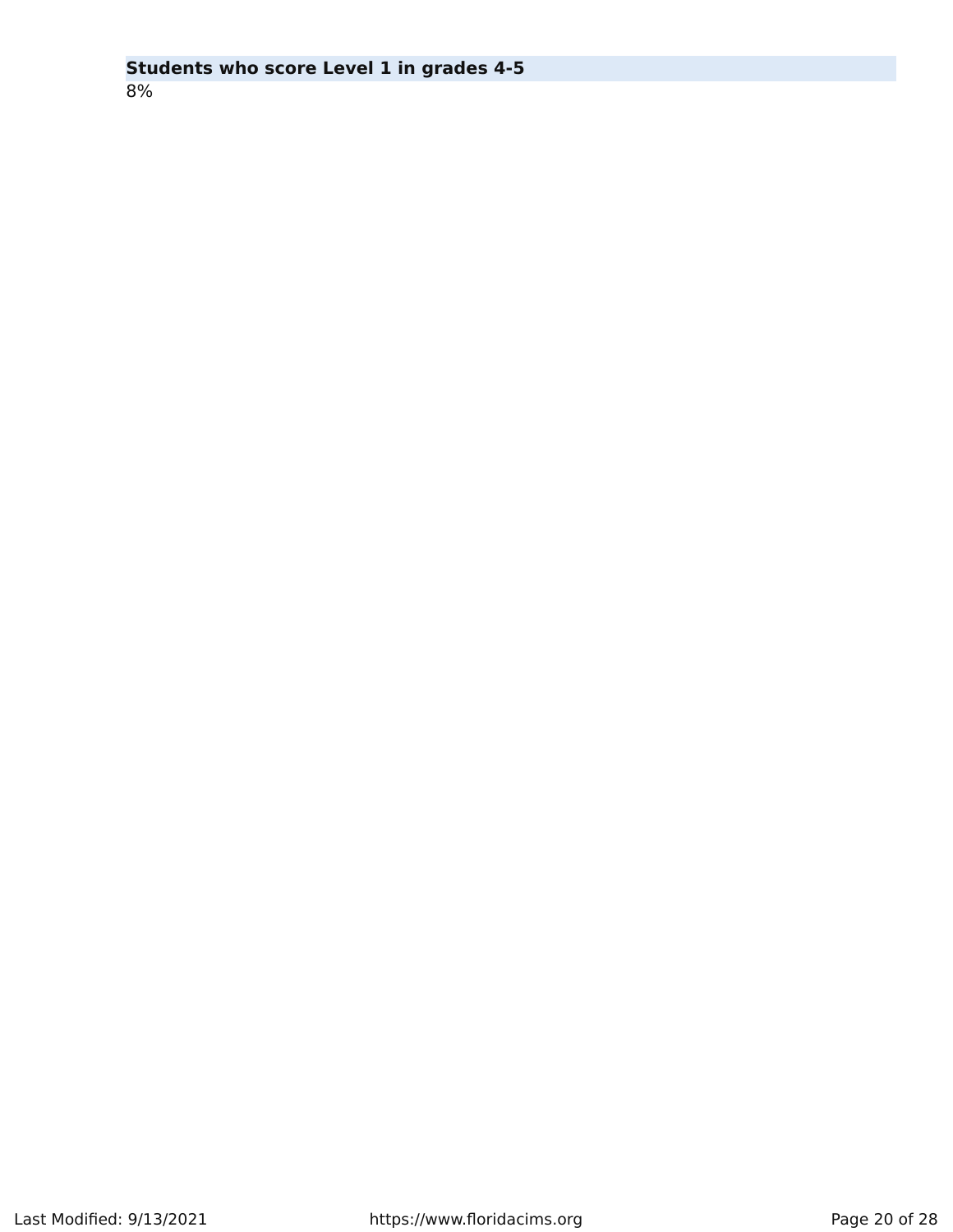**Students who score Level 1 in grades 4-5**

8%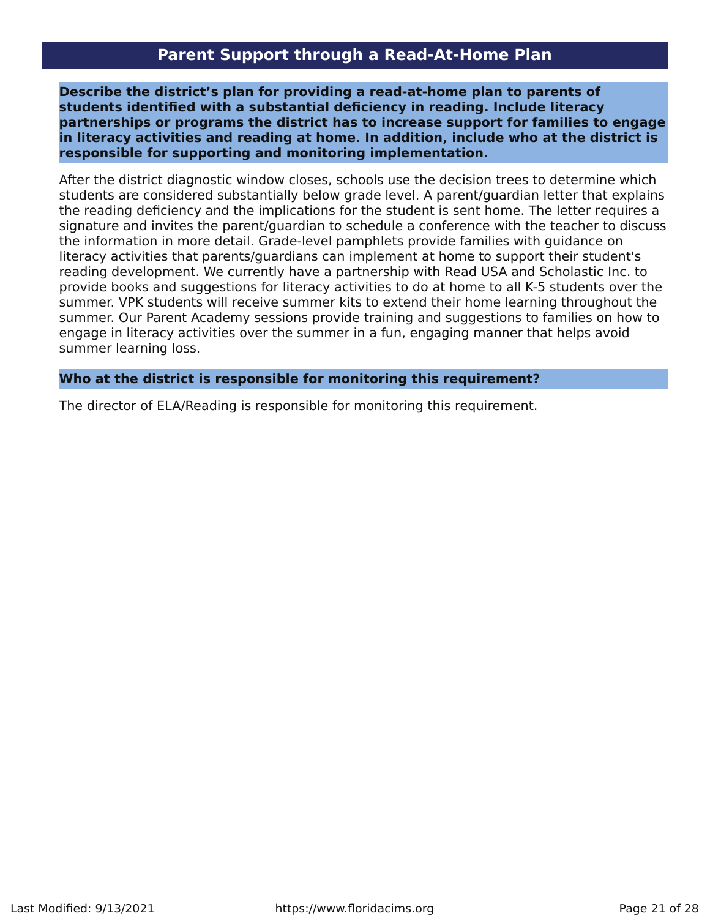## Parent Support through a Read-At-Home Plan

**Describe the district's plan for providing a read-at-home plan to parents of students identified with a substantial deficiency in reading. Include literacy partnerships or programs the district has to increase support for families to engage in literacy activities and reading at home. In addition, include who at the district is responsible for supporting and monitoring implementation.**

After the district diagnostic window closes, schools use the decision trees to determine which students are considered substantially below grade level. A parent/guardian letter that explains the reading deficiency and the implications for the student is sent home. The letter requires a signature and invites the parent/guardian to schedule a conference with the teacher to discuss the information in more detail. Grade-level pamphlets provide families with guidance on literacy activities that parents/guardians can implement at home to support their student's reading development. We currently have a partnership with Read USA and Scholastic Inc. to provide books and suggestions for literacy activities to do at home to all K-5 students over the summer. VPK students will receive summer kits to extend their home learning throughout the summer. Our Parent Academy sessions provide training and suggestions to families on how to engage in literacy activities over the summer in a fun, engaging manner that helps avoid summer learning loss.

**Who at the district is responsible for monitoring this requirement?**

The director of ELA/Reading is responsible for monitoring this requirement.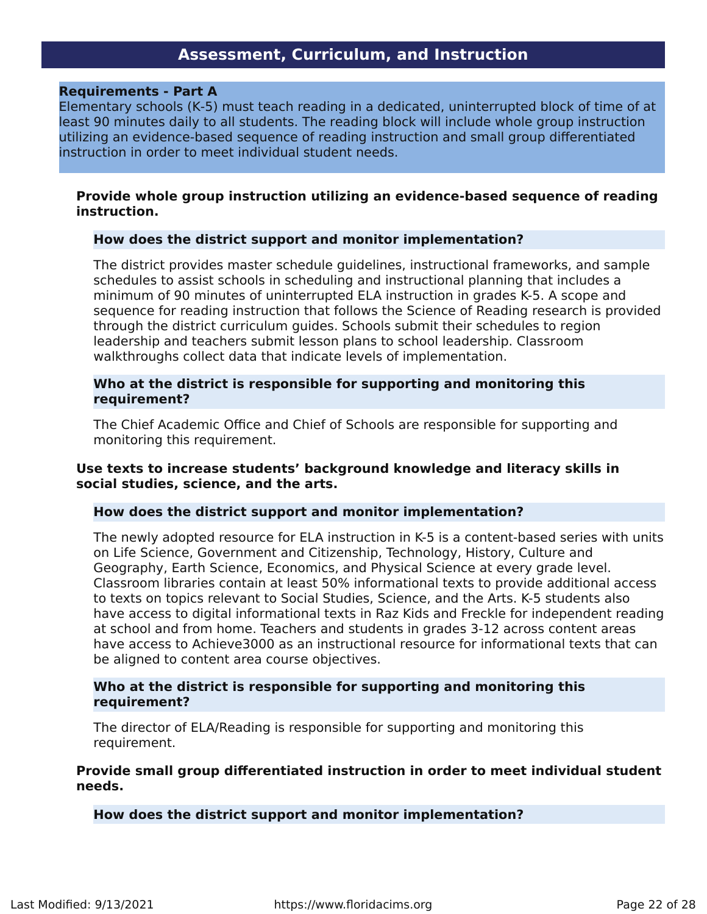## Assessment, Curriculum, and Instruction

**Requirements - Part A**
Elementary schools (K-5) must teach reading in a dedicated, uninterrupted block of time of at least 90 minutes daily to all students. The reading block will include whole group instruction utilizing an evidence-based sequence of reading instruction and small group differentiated instruction in order to meet individual student needs.

### Provide whole group instruction utilizing an evidence-based sequence of reading instruction.

**How does the district support and monitor implementation?**

The district provides master schedule guidelines, instructional frameworks, and sample schedules to assist schools in scheduling and instructional planning that includes a minimum of 90 minutes of uninterrupted ELA instruction in grades K-5. A scope and sequence for reading instruction that follows the Science of Reading research is provided through the district curriculum guides. Schools submit their schedules to region leadership and teachers submit lesson plans to school leadership. Classroom walkthroughs collect data that indicate levels of implementation.

**Who at the district is responsible for supporting and monitoring this requirement?**

The Chief Academic Office and Chief of Schools are responsible for supporting and monitoring this requirement.

### Use texts to increase students' background knowledge and literacy skills in social studies, science, and the arts.

**How does the district support and monitor implementation?**

The newly adopted resource for ELA instruction in K-5 is a content-based series with units on Life Science, Government and Citizenship, Technology, History, Culture and Geography, Earth Science, Economics, and Physical Science at every grade level. Classroom libraries contain at least 50% informational texts to provide additional access to texts on topics relevant to Social Studies, Science, and the Arts. K-5 students also have access to digital informational texts in Raz Kids and Freckle for independent reading at school and from home. Teachers and students in grades 3-12 across content areas have access to Achieve3000 as an instructional resource for informational texts that can be aligned to content area course objectives.

**Who at the district is responsible for supporting and monitoring this requirement?**

The director of ELA/Reading is responsible for supporting and monitoring this requirement.

### Provide small group differentiated instruction in order to meet individual student needs.

**How does the district support and monitor implementation?**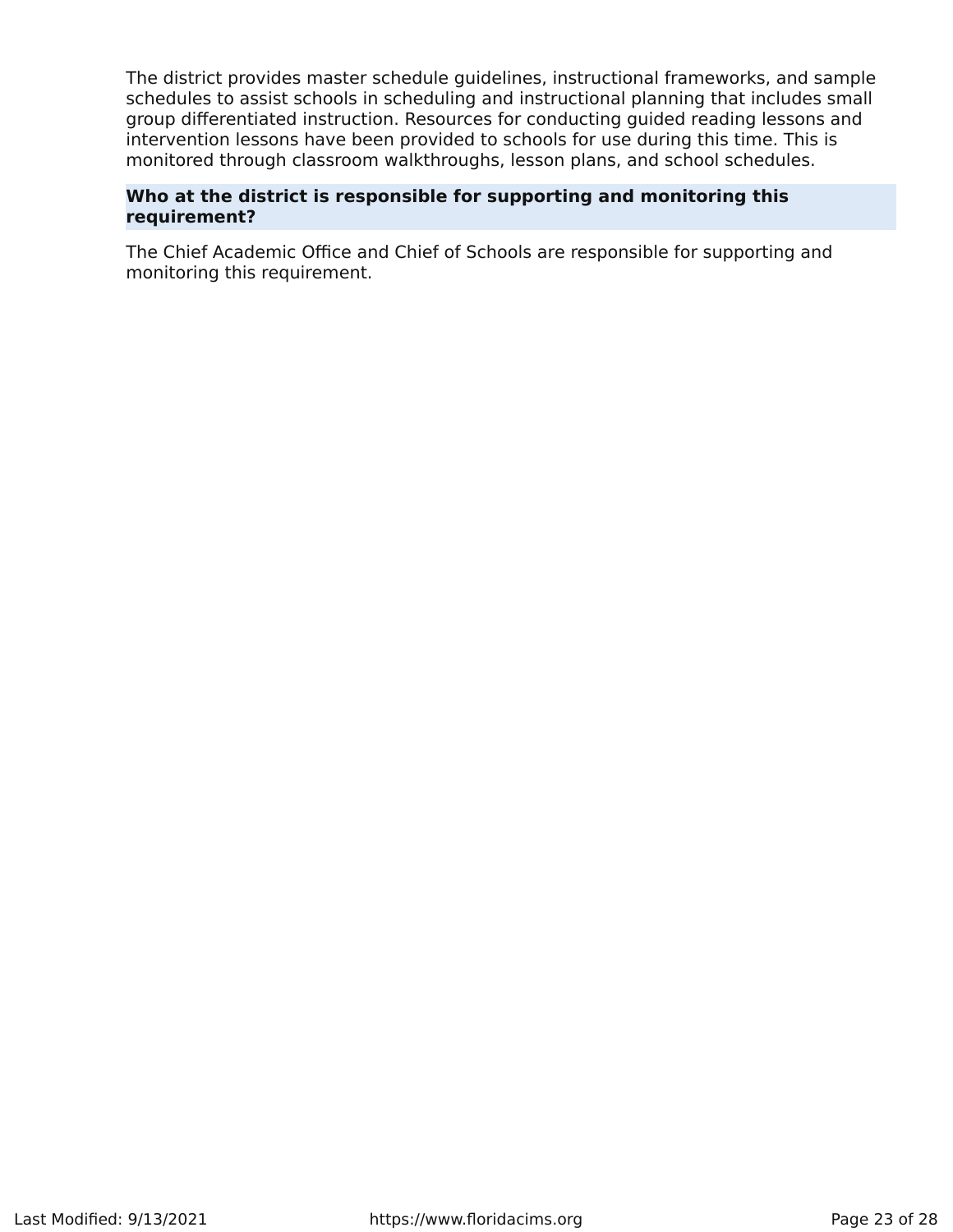The district provides master schedule guidelines, instructional frameworks, and sample schedules to assist schools in scheduling and instructional planning that includes small group differentiated instruction. Resources for conducting guided reading lessons and intervention lessons have been provided to schools for use during this time. This is monitored through classroom walkthroughs, lesson plans, and school schedules.

**Who at the district is responsible for supporting and monitoring this requirement?**

The Chief Academic Office and Chief of Schools are responsible for supporting and monitoring this requirement.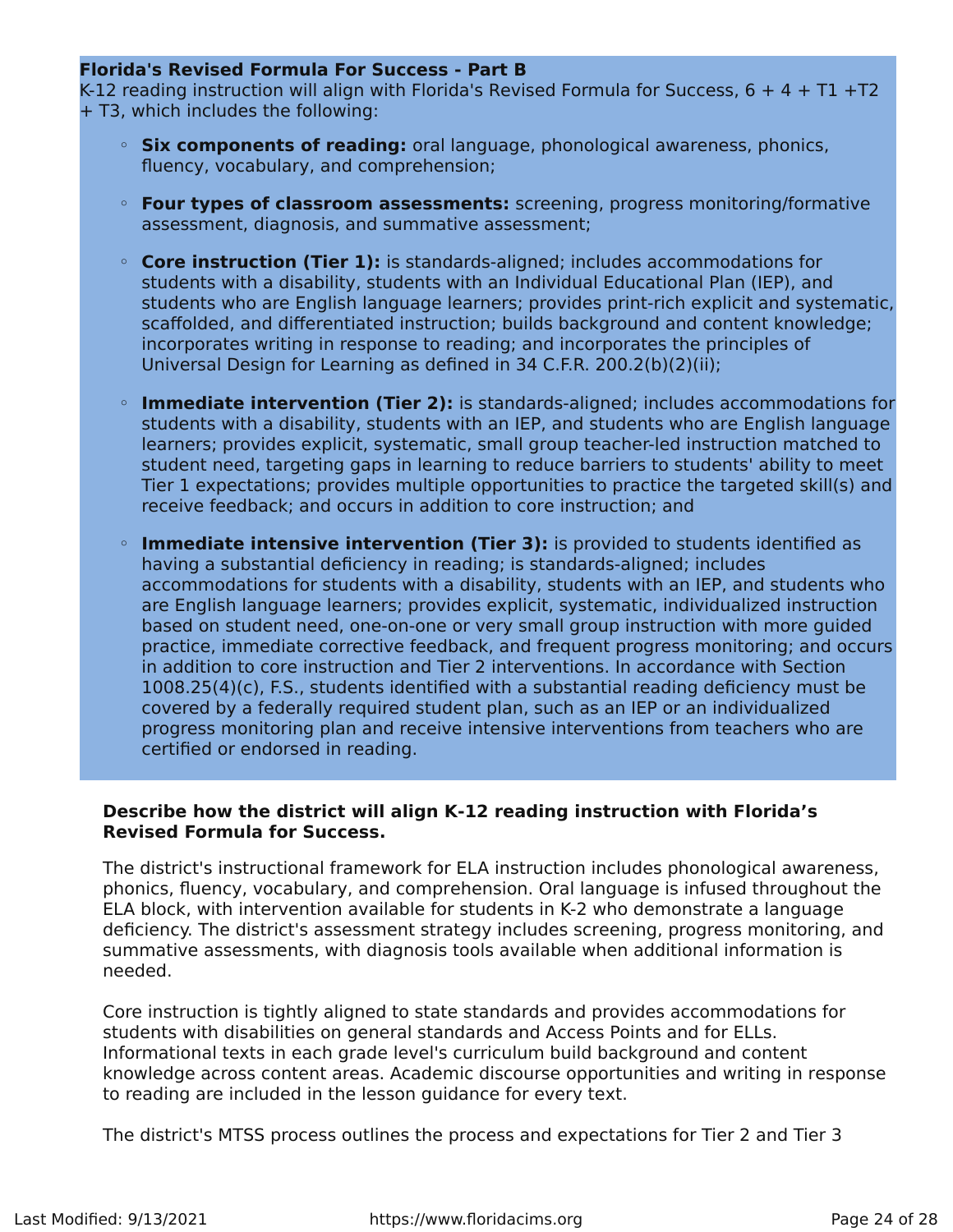**Florida's Revised Formula For Success - Part B**

K-12 reading instruction will align with Florida's Revised Formula for Success, 6 + 4 + T1 +T2 + T3, which includes the following:

- **Six components of reading:** oral language, phonological awareness, phonics, fluency, vocabulary, and comprehension;
- **Four types of classroom assessments:** screening, progress monitoring/formative assessment, diagnosis, and summative assessment;
- **Core instruction (Tier 1):** is standards-aligned; includes accommodations for students with a disability, students with an Individual Educational Plan (IEP), and students who are English language learners; provides print-rich explicit and systematic, scaffolded, and differentiated instruction; builds background and content knowledge; incorporates writing in response to reading; and incorporates the principles of Universal Design for Learning as defined in 34 C.F.R. 200.2(b)(2)(ii);
- **Immediate intervention (Tier 2):** is standards-aligned; includes accommodations for students with a disability, students with an IEP, and students who are English language learners; provides explicit, systematic, small group teacher-led instruction matched to student need, targeting gaps in learning to reduce barriers to students' ability to meet Tier 1 expectations; provides multiple opportunities to practice the targeted skill(s) and receive feedback; and occurs in addition to core instruction; and
- **Immediate intensive intervention (Tier 3):** is provided to students identified as having a substantial deficiency in reading; is standards-aligned; includes accommodations for students with a disability, students with an IEP, and students who are English language learners; provides explicit, systematic, individualized instruction based on student need, one-on-one or very small group instruction with more guided practice, immediate corrective feedback, and frequent progress monitoring; and occurs in addition to core instruction and Tier 2 interventions. In accordance with Section 1008.25(4)(c), F.S., students identified with a substantial reading deficiency must be covered by a federally required student plan, such as an IEP or an individualized progress monitoring plan and receive intensive interventions from teachers who are certified or endorsed in reading.

**Describe how the district will align K-12 reading instruction with Florida's Revised Formula for Success.**

The district's instructional framework for ELA instruction includes phonological awareness, phonics, fluency, vocabulary, and comprehension. Oral language is infused throughout the ELA block, with intervention available for students in K-2 who demonstrate a language deficiency. The district's assessment strategy includes screening, progress monitoring, and summative assessments, with diagnosis tools available when additional information is needed.

Core instruction is tightly aligned to state standards and provides accommodations for students with disabilities on general standards and Access Points and for ELLs. Informational texts in each grade level's curriculum build background and content knowledge across content areas. Academic discourse opportunities and writing in response to reading are included in the lesson guidance for every text.

The district's MTSS process outlines the process and expectations for Tier 2 and Tier 3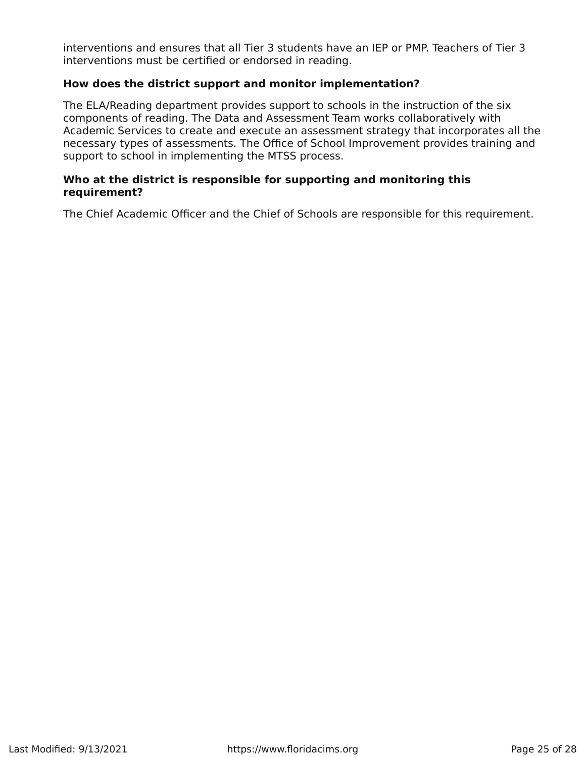interventions and ensures that all Tier 3 students have an IEP or PMP. Teachers of Tier 3 interventions must be certified or endorsed in reading.

**How does the district support and monitor implementation?**

The ELA/Reading department provides support to schools in the instruction of the six components of reading. The Data and Assessment Team works collaboratively with Academic Services to create and execute an assessment strategy that incorporates all the necessary types of assessments. The Office of School Improvement provides training and support to school in implementing the MTSS process.

**Who at the district is responsible for supporting and monitoring this requirement?**

The Chief Academic Officer and the Chief of Schools are responsible for this requirement.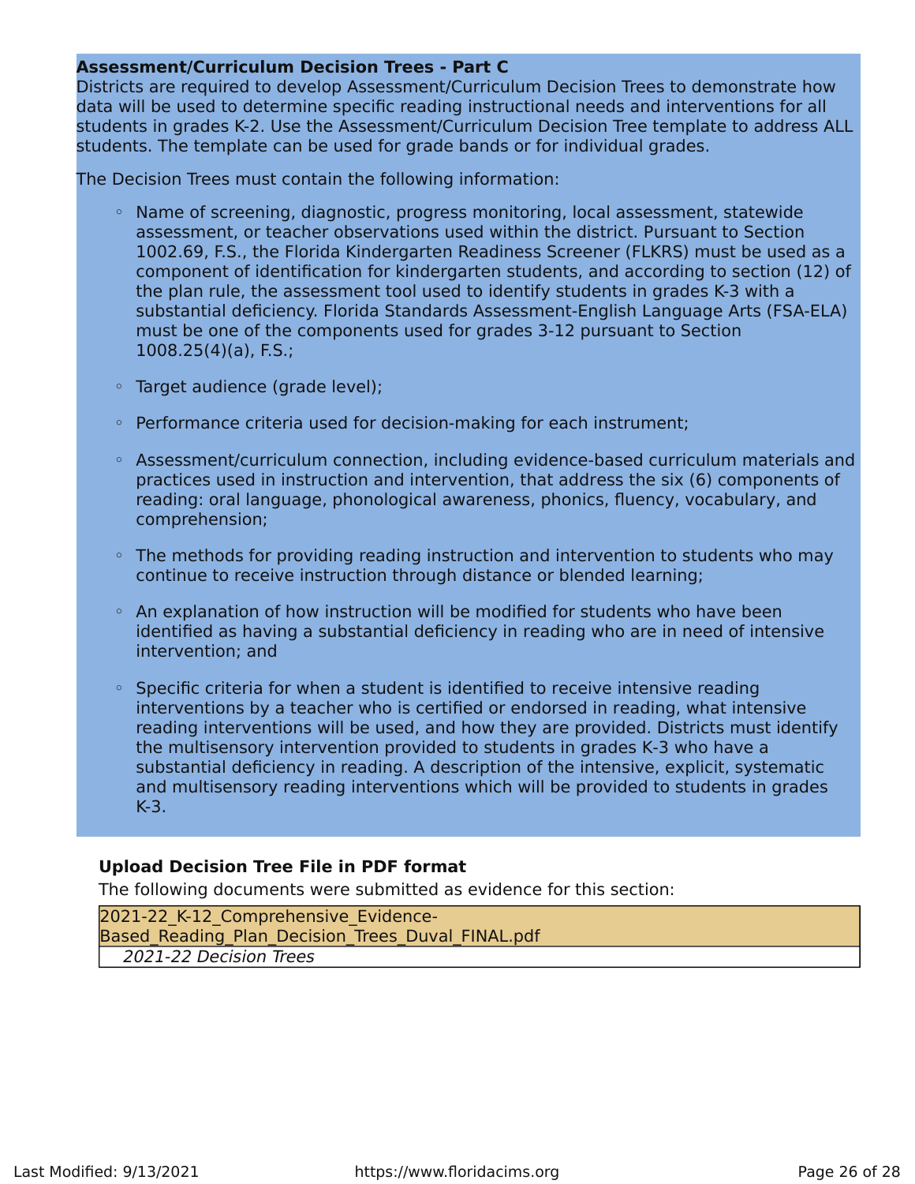**Assessment/Curriculum Decision Trees - Part C**

Districts are required to develop Assessment/Curriculum Decision Trees to demonstrate how data will be used to determine specific reading instructional needs and interventions for all students in grades K-2. Use the Assessment/Curriculum Decision Tree template to address ALL students. The template can be used for grade bands or for individual grades.

The Decision Trees must contain the following information:

- Name of screening, diagnostic, progress monitoring, local assessment, statewide assessment, or teacher observations used within the district. Pursuant to Section 1002.69, F.S., the Florida Kindergarten Readiness Screener (FLKRS) must be used as a component of identification for kindergarten students, and according to section (12) of the plan rule, the assessment tool used to identify students in grades K-3 with a substantial deficiency. Florida Standards Assessment-English Language Arts (FSA-ELA) must be one of the components used for grades 3-12 pursuant to Section 1008.25(4)(a), F.S.;
- Target audience (grade level);
- Performance criteria used for decision-making for each instrument;
- Assessment/curriculum connection, including evidence-based curriculum materials and practices used in instruction and intervention, that address the six (6) components of reading: oral language, phonological awareness, phonics, fluency, vocabulary, and comprehension;
- The methods for providing reading instruction and intervention to students who may continue to receive instruction through distance or blended learning;
- An explanation of how instruction will be modified for students who have been identified as having a substantial deficiency in reading who are in need of intensive intervention; and
- Specific criteria for when a student is identified to receive intensive reading interventions by a teacher who is certified or endorsed in reading, what intensive reading interventions will be used, and how they are provided. Districts must identify the multisensory intervention provided to students in grades K-3 who have a substantial deficiency in reading. A description of the intensive, explicit, systematic and multisensory reading interventions which will be provided to students in grades K-3.

**Upload Decision Tree File in PDF format**

The following documents were submitted as evidence for this section:

| 2021-22_K-12_Comprehensive_Evidence-Based_Reading_Plan_Decision_Trees_Duval_FINAL.pdf |
|---|
| *2021-22 Decision Trees* |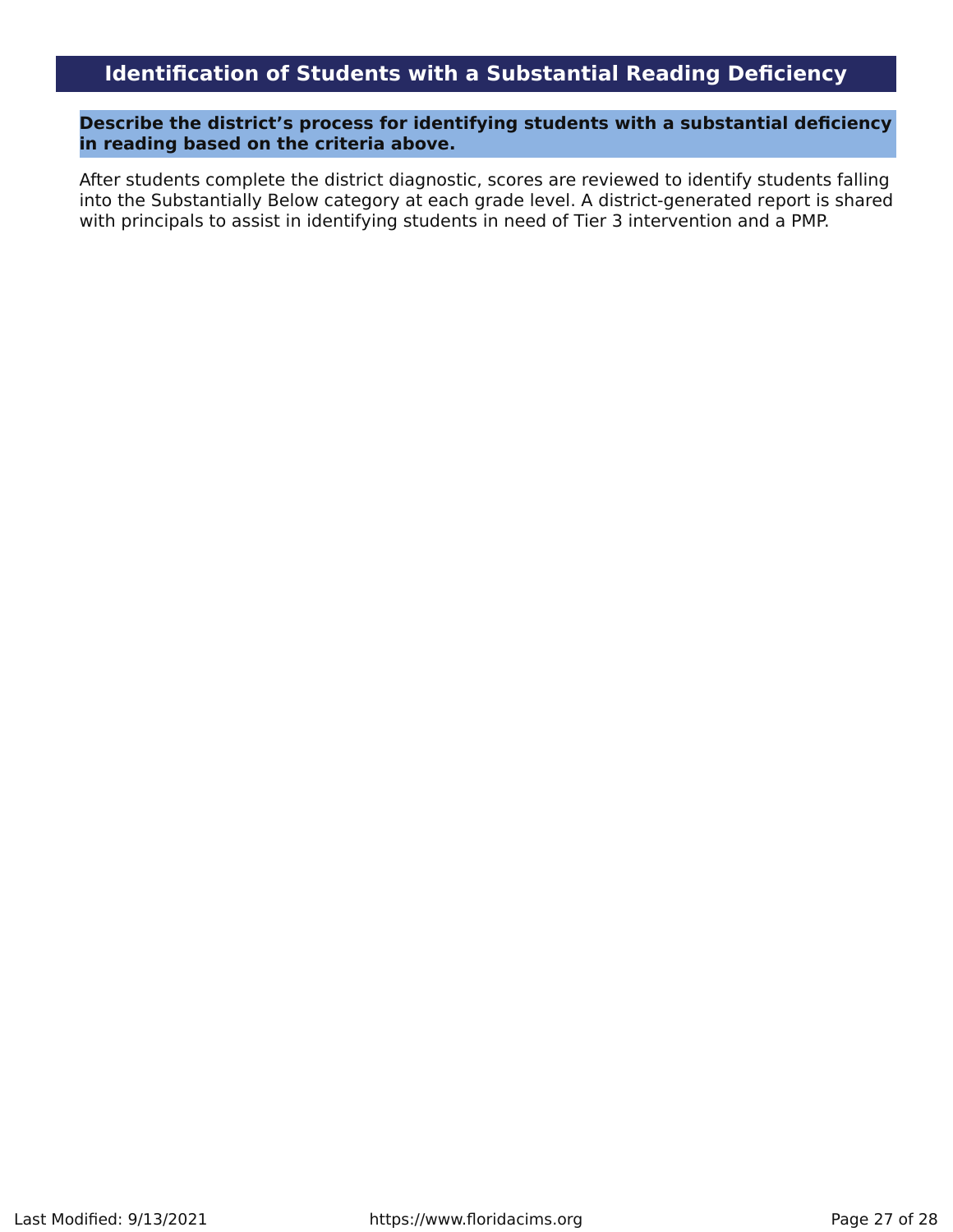## Identification of Students with a Substantial Reading Deficiency

**Describe the district's process for identifying students with a substantial deficiency in reading based on the criteria above.**

After students complete the district diagnostic, scores are reviewed to identify students falling into the Substantially Below category at each grade level. A district-generated report is shared with principals to assist in identifying students in need of Tier 3 intervention and a PMP.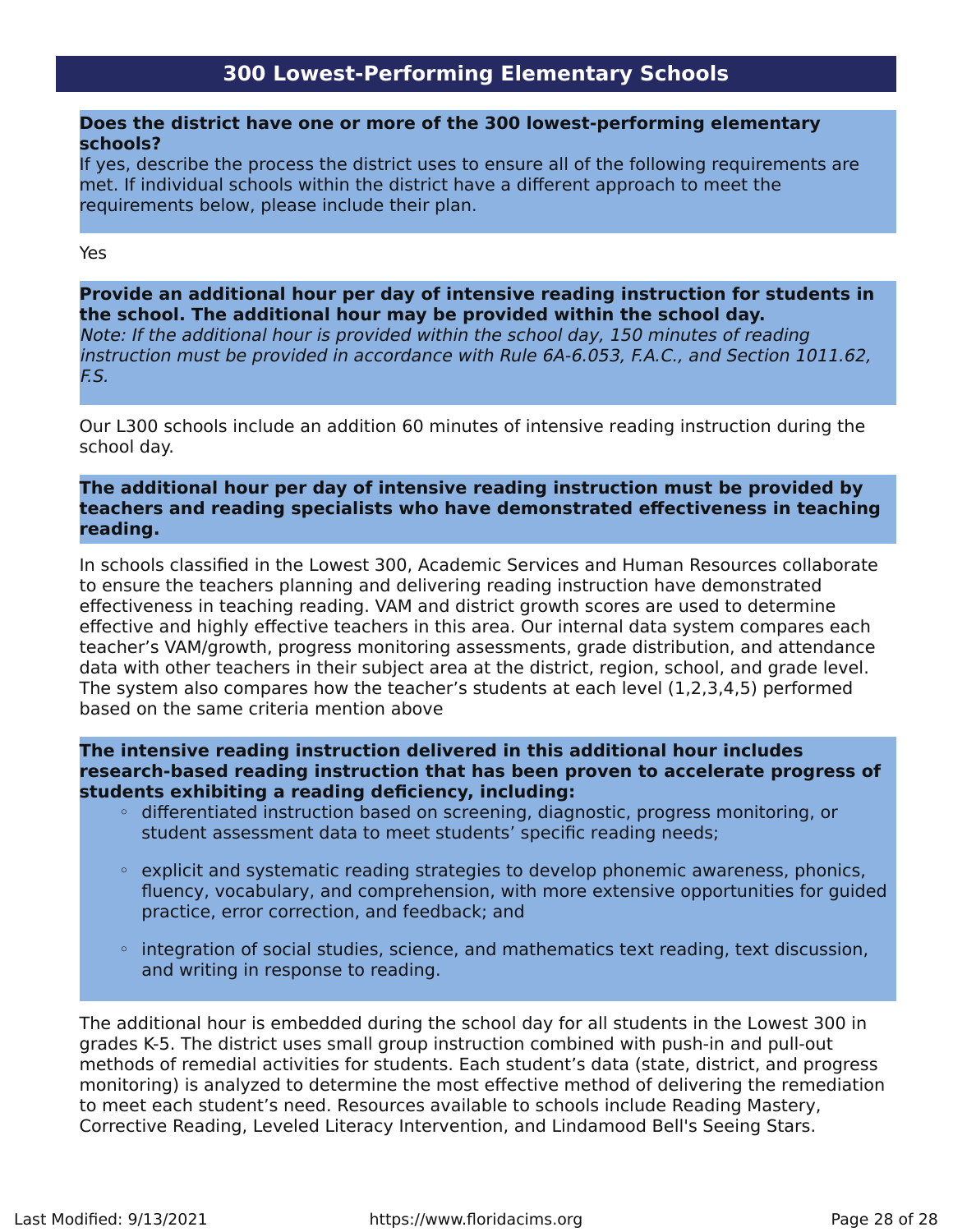## 300 Lowest-Performing Elementary Schools

**Does the district have one or more of the 300 lowest-performing elementary schools?**
If yes, describe the process the district uses to ensure all of the following requirements are met. If individual schools within the district have a different approach to meet the requirements below, please include their plan.

Yes

**Provide an additional hour per day of intensive reading instruction for students in the school. The additional hour may be provided within the school day.**
*Note: If the additional hour is provided within the school day, 150 minutes of reading instruction must be provided in accordance with Rule 6A-6.053, F.A.C., and Section 1011.62, F.S.*

Our L300 schools include an addition 60 minutes of intensive reading instruction during the school day.

**The additional hour per day of intensive reading instruction must be provided by teachers and reading specialists who have demonstrated effectiveness in teaching reading.**

In schools classified in the Lowest 300, Academic Services and Human Resources collaborate to ensure the teachers planning and delivering reading instruction have demonstrated effectiveness in teaching reading. VAM and district growth scores are used to determine effective and highly effective teachers in this area. Our internal data system compares each teacher's VAM/growth, progress monitoring assessments, grade distribution, and attendance data with other teachers in their subject area at the district, region, school, and grade level. The system also compares how the teacher's students at each level (1,2,3,4,5) performed based on the same criteria mention above

**The intensive reading instruction delivered in this additional hour includes research-based reading instruction that has been proven to accelerate progress of students exhibiting a reading deficiency, including:**

- differentiated instruction based on screening, diagnostic, progress monitoring, or student assessment data to meet students' specific reading needs;
- explicit and systematic reading strategies to develop phonemic awareness, phonics, fluency, vocabulary, and comprehension, with more extensive opportunities for guided practice, error correction, and feedback; and
- integration of social studies, science, and mathematics text reading, text discussion, and writing in response to reading.

The additional hour is embedded during the school day for all students in the Lowest 300 in grades K-5. The district uses small group instruction combined with push-in and pull-out methods of remedial activities for students. Each student's data (state, district, and progress monitoring) is analyzed to determine the most effective method of delivering the remediation to meet each student's need. Resources available to schools include Reading Mastery, Corrective Reading, Leveled Literacy Intervention, and Lindamood Bell's Seeing Stars.